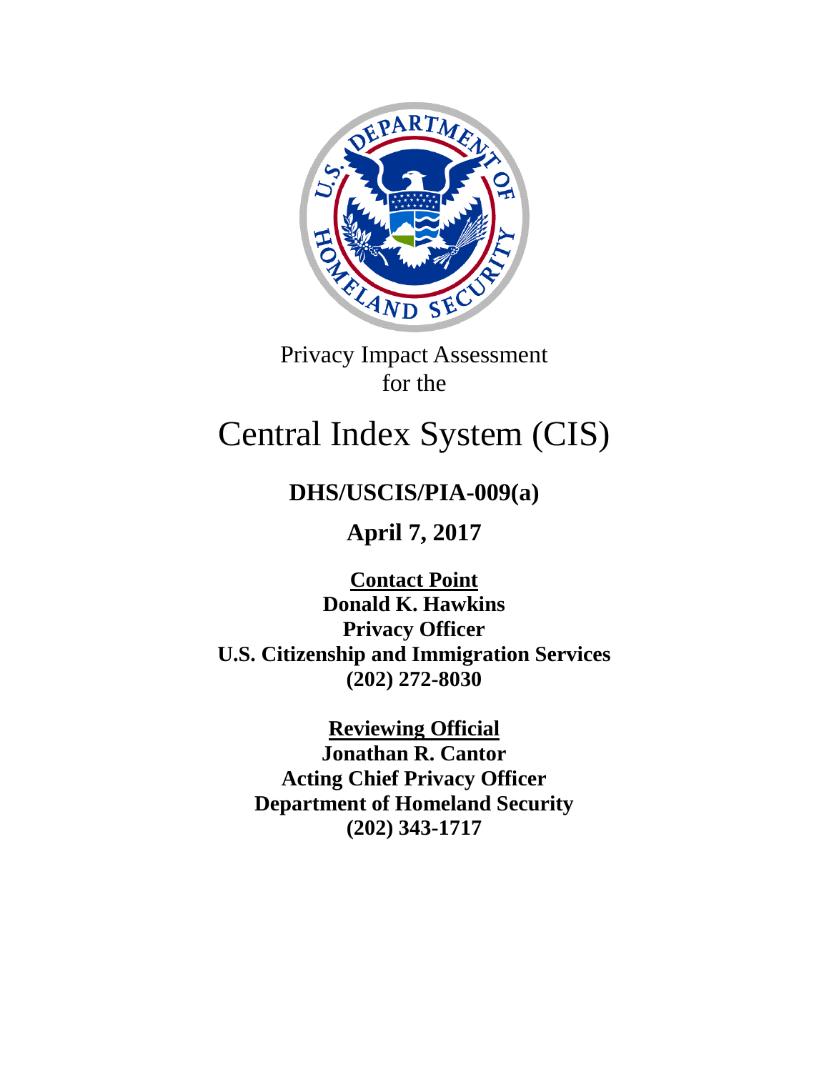Privacy Impact Assessment
for the

# Central Index System (CIS)

## DHS/USCIS/PIA-009(a)

## April 7, 2017

**Contact Point**
**Donald K. Hawkins**
**Privacy Officer**
**U.S. Citizenship and Immigration Services**
**(202) 272-8030**

**Reviewing Official**
**Jonathan R. Cantor**
**Acting Chief Privacy Officer**
**Department of Homeland Security**
**(202) 343-1717**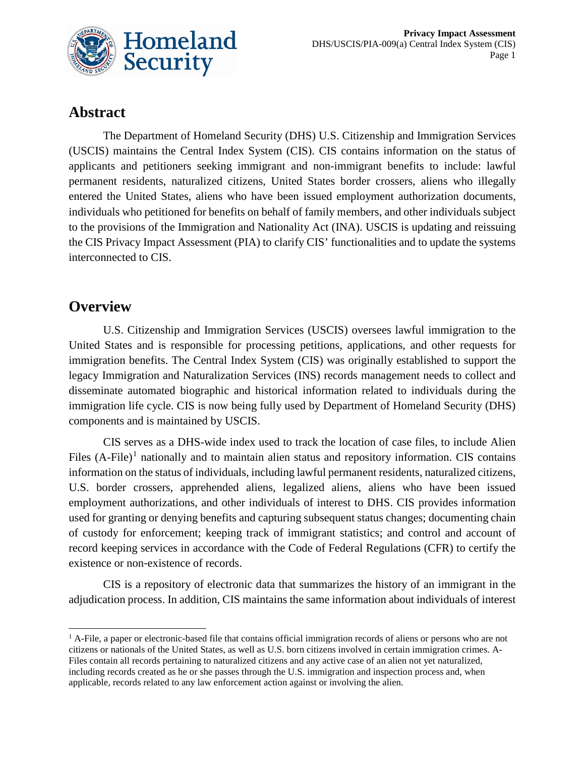## Abstract

The Department of Homeland Security (DHS) U.S. Citizenship and Immigration Services (USCIS) maintains the Central Index System (CIS). CIS contains information on the status of applicants and petitioners seeking immigrant and non-immigrant benefits to include: lawful permanent residents, naturalized citizens, United States border crossers, aliens who illegally entered the United States, aliens who have been issued employment authorization documents, individuals who petitioned for benefits on behalf of family members, and other individuals subject to the provisions of the Immigration and Nationality Act (INA). USCIS is updating and reissuing the CIS Privacy Impact Assessment (PIA) to clarify CIS' functionalities and to update the systems interconnected to CIS.

## Overview

U.S. Citizenship and Immigration Services (USCIS) oversees lawful immigration to the United States and is responsible for processing petitions, applications, and other requests for immigration benefits. The Central Index System (CIS) was originally established to support the legacy Immigration and Naturalization Services (INS) records management needs to collect and disseminate automated biographic and historical information related to individuals during the immigration life cycle. CIS is now being fully used by Department of Homeland Security (DHS) components and is maintained by USCIS.

CIS serves as a DHS-wide index used to track the location of case files, to include Alien Files (A-File)[1] nationally and to maintain alien status and repository information. CIS contains information on the status of individuals, including lawful permanent residents, naturalized citizens, U.S. border crossers, apprehended aliens, legalized aliens, aliens who have been issued employment authorizations, and other individuals of interest to DHS. CIS provides information used for granting or denying benefits and capturing subsequent status changes; documenting chain of custody for enforcement; keeping track of immigrant statistics; and control and account of record keeping services in accordance with the Code of Federal Regulations (CFR) to certify the existence or non-existence of records.

CIS is a repository of electronic data that summarizes the history of an immigrant in the adjudication process. In addition, CIS maintains the same information about individuals of interest

[1] A-File, a paper or electronic-based file that contains official immigration records of aliens or persons who are not citizens or nationals of the United States, as well as U.S. born citizens involved in certain immigration crimes. A-Files contain all records pertaining to naturalized citizens and any active case of an alien not yet naturalized, including records created as he or she passes through the U.S. immigration and inspection process and, when applicable, records related to any law enforcement action against or involving the alien.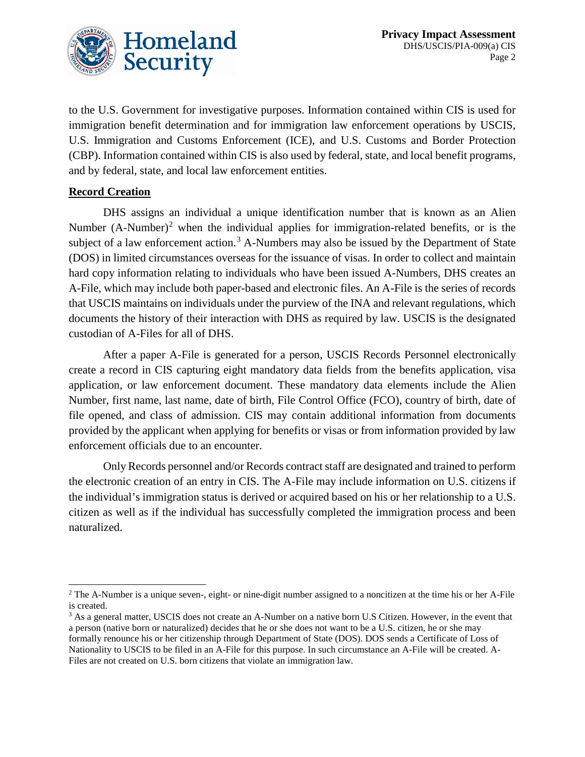to the U.S. Government for investigative purposes. Information contained within CIS is used for immigration benefit determination and for immigration law enforcement operations by USCIS, U.S. Immigration and Customs Enforcement (ICE), and U.S. Customs and Border Protection (CBP). Information contained within CIS is also used by federal, state, and local benefit programs, and by federal, state, and local law enforcement entities.

**Record Creation**

DHS assigns an individual a unique identification number that is known as an Alien Number (A-Number)[2] when the individual applies for immigration-related benefits, or is the subject of a law enforcement action.[3] A-Numbers may also be issued by the Department of State (DOS) in limited circumstances overseas for the issuance of visas. In order to collect and maintain hard copy information relating to individuals who have been issued A-Numbers, DHS creates an A-File, which may include both paper-based and electronic files. An A-File is the series of records that USCIS maintains on individuals under the purview of the INA and relevant regulations, which documents the history of their interaction with DHS as required by law. USCIS is the designated custodian of A-Files for all of DHS.

After a paper A-File is generated for a person, USCIS Records Personnel electronically create a record in CIS capturing eight mandatory data fields from the benefits application, visa application, or law enforcement document. These mandatory data elements include the Alien Number, first name, last name, date of birth, File Control Office (FCO), country of birth, date of file opened, and class of admission. CIS may contain additional information from documents provided by the applicant when applying for benefits or visas or from information provided by law enforcement officials due to an encounter.

Only Records personnel and/or Records contract staff are designated and trained to perform the electronic creation of an entry in CIS. The A-File may include information on U.S. citizens if the individual's immigration status is derived or acquired based on his or her relationship to a U.S. citizen as well as if the individual has successfully completed the immigration process and been naturalized.

---

[2] The A-Number is a unique seven-, eight- or nine-digit number assigned to a noncitizen at the time his or her A-File is created.

[3] As a general matter, USCIS does not create an A-Number on a native born U.S Citizen. However, in the event that a person (native born or naturalized) decides that he or she does not want to be a U.S. citizen, he or she may formally renounce his or her citizenship through Department of State (DOS). DOS sends a Certificate of Loss of Nationality to USCIS to be filed in an A-File for this purpose. In such circumstance an A-File will be created. A-Files are not created on U.S. born citizens that violate an immigration law.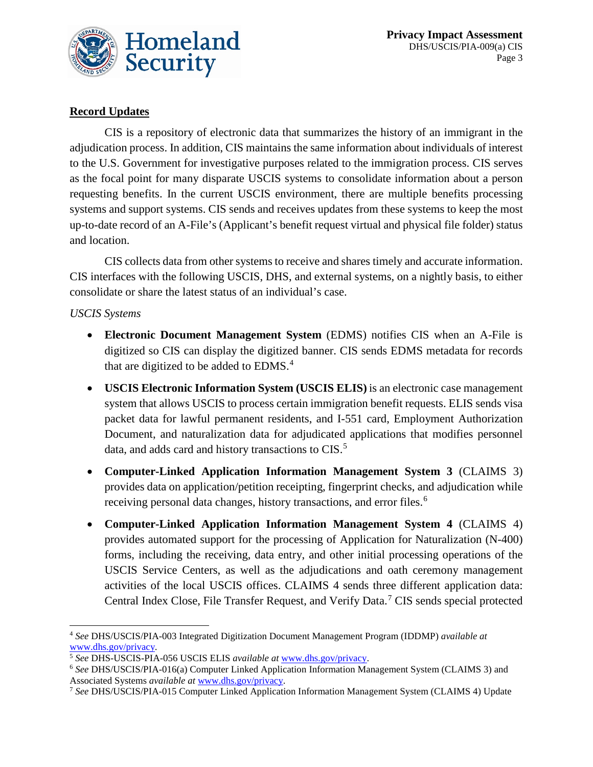## Record Updates

CIS is a repository of electronic data that summarizes the history of an immigrant in the adjudication process. In addition, CIS maintains the same information about individuals of interest to the U.S. Government for investigative purposes related to the immigration process. CIS serves as the focal point for many disparate USCIS systems to consolidate information about a person requesting benefits. In the current USCIS environment, there are multiple benefits processing systems and support systems. CIS sends and receives updates from these systems to keep the most up-to-date record of an A-File's (Applicant's benefit request virtual and physical file folder) status and location.

CIS collects data from other systems to receive and shares timely and accurate information. CIS interfaces with the following USCIS, DHS, and external systems, on a nightly basis, to either consolidate or share the latest status of an individual's case.

*USCIS Systems*

- **Electronic Document Management System** (EDMS) notifies CIS when an A-File is digitized so CIS can display the digitized banner. CIS sends EDMS metadata for records that are digitized to be added to EDMS.[4]
- **USCIS Electronic Information System (USCIS ELIS)** is an electronic case management system that allows USCIS to process certain immigration benefit requests. ELIS sends visa packet data for lawful permanent residents, and I-551 card, Employment Authorization Document, and naturalization data for adjudicated applications that modifies personnel data, and adds card and history transactions to CIS.[5]
- **Computer-Linked Application Information Management System 3** (CLAIMS 3) provides data on application/petition receipting, fingerprint checks, and adjudication while receiving personal data changes, history transactions, and error files.[6]
- **Computer-Linked Application Information Management System 4** (CLAIMS 4) provides automated support for the processing of Application for Naturalization (N-400) forms, including the receiving, data entry, and other initial processing operations of the USCIS Service Centers, as well as the adjudications and oath ceremony management activities of the local USCIS offices. CLAIMS 4 sends three different application data: Central Index Close, File Transfer Request, and Verify Data.[7] CIS sends special protected

---

[4] *See* DHS/USCIS/PIA-003 Integrated Digitization Document Management Program (IDDMP) *available at* www.dhs.gov/privacy.

[5] *See* DHS-USCIS-PIA-056 USCIS ELIS *available at* www.dhs.gov/privacy.

[6] *See* DHS/USCIS/PIA-016(a) Computer Linked Application Information Management System (CLAIMS 3) and Associated Systems *available at* www.dhs.gov/privacy.

[7] *See* DHS/USCIS/PIA-015 Computer Linked Application Information Management System (CLAIMS 4) Update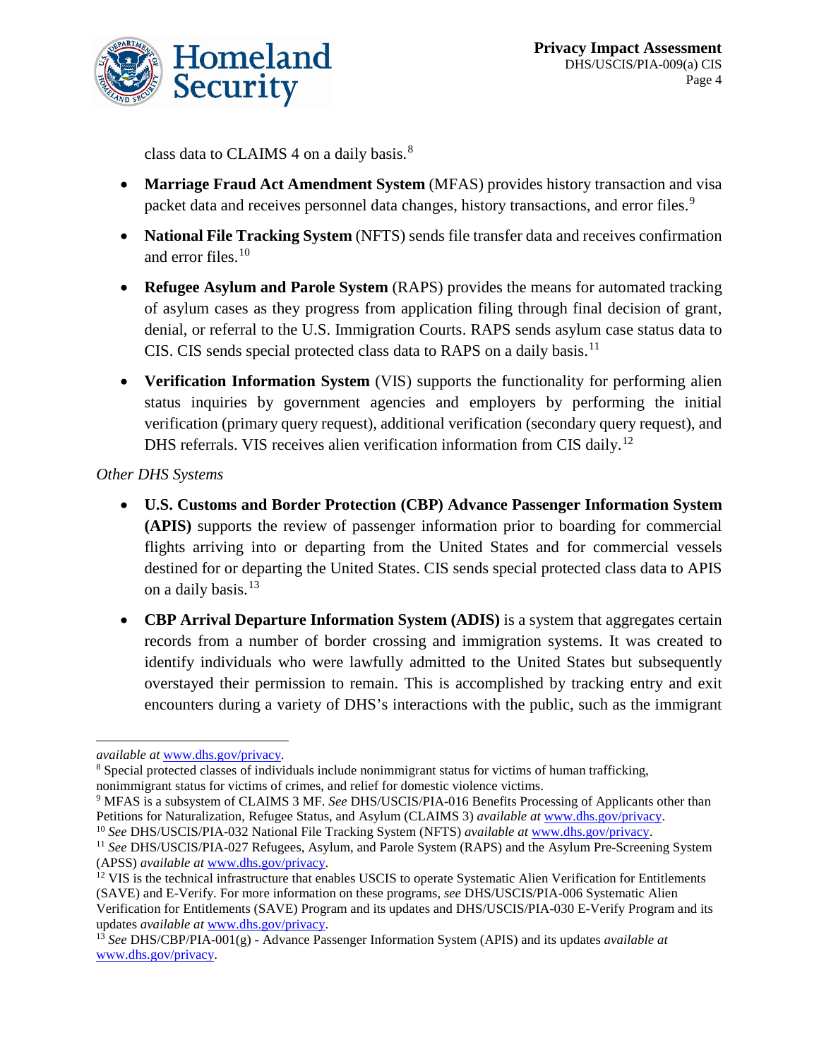class data to CLAIMS 4 on a daily basis.[8]

- **Marriage Fraud Act Amendment System** (MFAS) provides history transaction and visa packet data and receives personnel data changes, history transactions, and error files.[9]
- **National File Tracking System** (NFTS) sends file transfer data and receives confirmation and error files.[10]
- **Refugee Asylum and Parole System** (RAPS) provides the means for automated tracking of asylum cases as they progress from application filing through final decision of grant, denial, or referral to the U.S. Immigration Courts. RAPS sends asylum case status data to CIS. CIS sends special protected class data to RAPS on a daily basis.[11]
- **Verification Information System** (VIS) supports the functionality for performing alien status inquiries by government agencies and employers by performing the initial verification (primary query request), additional verification (secondary query request), and DHS referrals. VIS receives alien verification information from CIS daily.[12]

*Other DHS Systems*

- **U.S. Customs and Border Protection (CBP) Advance Passenger Information System (APIS)** supports the review of passenger information prior to boarding for commercial flights arriving into or departing from the United States and for commercial vessels destined for or departing the United States. CIS sends special protected class data to APIS on a daily basis.[13]
- **CBP Arrival Departure Information System (ADIS)** is a system that aggregates certain records from a number of border crossing and immigration systems. It was created to identify individuals who were lawfully admitted to the United States but subsequently overstayed their permission to remain. This is accomplished by tracking entry and exit encounters during a variety of DHS's interactions with the public, such as the immigrant

---

*available at* www.dhs.gov/privacy.

[8] Special protected classes of individuals include nonimmigrant status for victims of human trafficking, nonimmigrant status for victims of crimes, and relief for domestic violence victims.

[9] MFAS is a subsystem of CLAIMS 3 MF. *See* DHS/USCIS/PIA-016 Benefits Processing of Applicants other than Petitions for Naturalization, Refugee Status, and Asylum (CLAIMS 3) *available at* www.dhs.gov/privacy.

[10] *See* DHS/USCIS/PIA-032 National File Tracking System (NFTS) *available at* www.dhs.gov/privacy.

[11] *See* DHS/USCIS/PIA-027 Refugees, Asylum, and Parole System (RAPS) and the Asylum Pre-Screening System (APSS) *available at* www.dhs.gov/privacy.

[12] VIS is the technical infrastructure that enables USCIS to operate Systematic Alien Verification for Entitlements (SAVE) and E-Verify. For more information on these programs, *see* DHS/USCIS/PIA-006 Systematic Alien Verification for Entitlements (SAVE) Program and its updates and DHS/USCIS/PIA-030 E-Verify Program and its updates *available at* www.dhs.gov/privacy.

[13] *See* DHS/CBP/PIA-001(g) - Advance Passenger Information System (APIS) and its updates *available at* www.dhs.gov/privacy.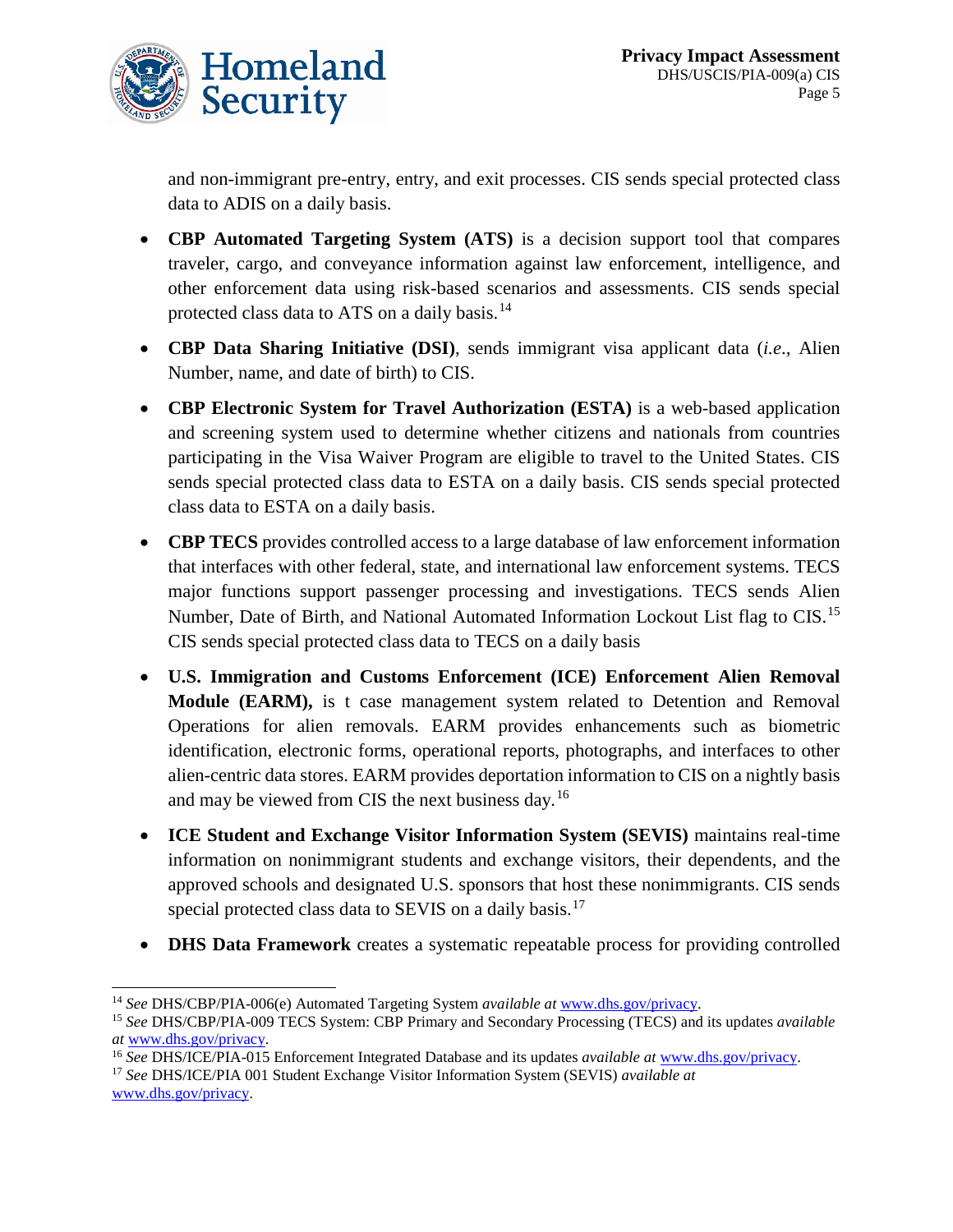and non-immigrant pre-entry, entry, and exit processes. CIS sends special protected class data to ADIS on a daily basis.

- **CBP Automated Targeting System (ATS)** is a decision support tool that compares traveler, cargo, and conveyance information against law enforcement, intelligence, and other enforcement data using risk-based scenarios and assessments. CIS sends special protected class data to ATS on a daily basis.[14]
- **CBP Data Sharing Initiative (DSI)**, sends immigrant visa applicant data (*i.e*., Alien Number, name, and date of birth) to CIS.
- **CBP Electronic System for Travel Authorization (ESTA)** is a web-based application and screening system used to determine whether citizens and nationals from countries participating in the Visa Waiver Program are eligible to travel to the United States. CIS sends special protected class data to ESTA on a daily basis. CIS sends special protected class data to ESTA on a daily basis.
- **CBP TECS** provides controlled access to a large database of law enforcement information that interfaces with other federal, state, and international law enforcement systems. TECS major functions support passenger processing and investigations. TECS sends Alien Number, Date of Birth, and National Automated Information Lockout List flag to CIS.[15] CIS sends special protected class data to TECS on a daily basis
- **U.S. Immigration and Customs Enforcement (ICE) Enforcement Alien Removal Module (EARM),** is t case management system related to Detention and Removal Operations for alien removals. EARM provides enhancements such as biometric identification, electronic forms, operational reports, photographs, and interfaces to other alien-centric data stores. EARM provides deportation information to CIS on a nightly basis and may be viewed from CIS the next business day.[16]
- **ICE Student and Exchange Visitor Information System (SEVIS)** maintains real-time information on nonimmigrant students and exchange visitors, their dependents, and the approved schools and designated U.S. sponsors that host these nonimmigrants. CIS sends special protected class data to SEVIS on a daily basis.[17]
- **DHS Data Framework** creates a systematic repeatable process for providing controlled

---

[14] *See* DHS/CBP/PIA-006(e) Automated Targeting System *available at* www.dhs.gov/privacy.

[15] *See* DHS/CBP/PIA-009 TECS System: CBP Primary and Secondary Processing (TECS) and its updates *available at* www.dhs.gov/privacy.

[16] *See* DHS/ICE/PIA-015 Enforcement Integrated Database and its updates *available at* www.dhs.gov/privacy.

[17] *See* DHS/ICE/PIA 001 Student Exchange Visitor Information System (SEVIS) *available at* www.dhs.gov/privacy.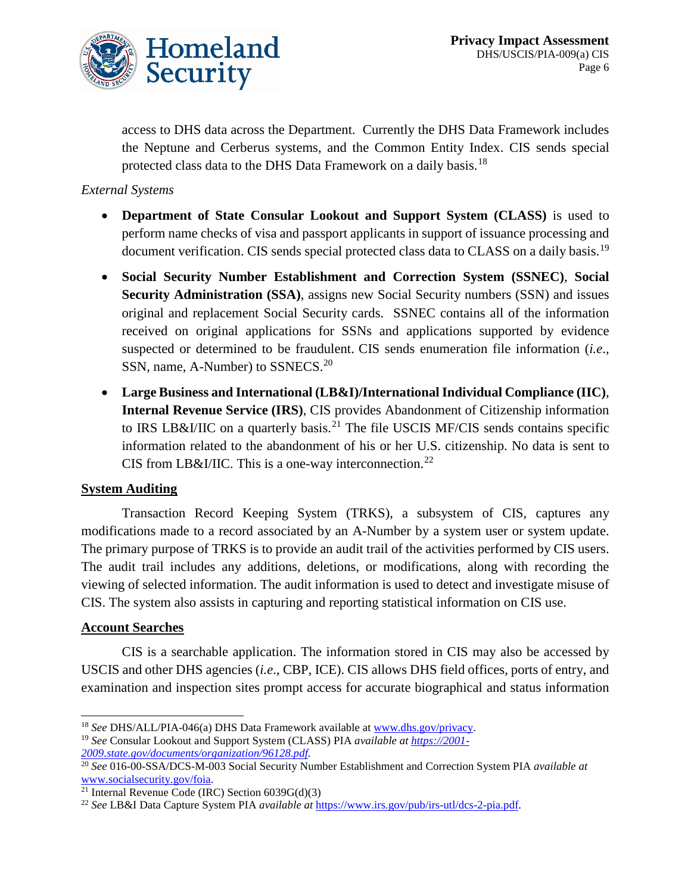access to DHS data across the Department. Currently the DHS Data Framework includes the Neptune and Cerberus systems, and the Common Entity Index. CIS sends special protected class data to the DHS Data Framework on a daily basis.[18]

*External Systems*

- **Department of State Consular Lookout and Support System (CLASS)** is used to perform name checks of visa and passport applicants in support of issuance processing and document verification. CIS sends special protected class data to CLASS on a daily basis.[19]
- **Social Security Number Establishment and Correction System (SSNEC)**, **Social Security Administration (SSA)**, assigns new Social Security numbers (SSN) and issues original and replacement Social Security cards. SSNEC contains all of the information received on original applications for SSNs and applications supported by evidence suspected or determined to be fraudulent. CIS sends enumeration file information (*i.e*., SSN, name, A-Number) to SSNECS.[20]
- **Large Business and International (LB&I)/International Individual Compliance (IIC)**, **Internal Revenue Service (IRS)**, CIS provides Abandonment of Citizenship information to IRS LB&I/IIC on a quarterly basis.[21] The file USCIS MF/CIS sends contains specific information related to the abandonment of his or her U.S. citizenship. No data is sent to CIS from LB&I/IIC. This is a one-way interconnection.[22]

**System Auditing**

Transaction Record Keeping System (TRKS), a subsystem of CIS, captures any modifications made to a record associated by an A-Number by a system user or system update. The primary purpose of TRKS is to provide an audit trail of the activities performed by CIS users. The audit trail includes any additions, deletions, or modifications, along with recording the viewing of selected information. The audit information is used to detect and investigate misuse of CIS. The system also assists in capturing and reporting statistical information on CIS use.

**Account Searches**

CIS is a searchable application. The information stored in CIS may also be accessed by USCIS and other DHS agencies (*i.e*., CBP, ICE). CIS allows DHS field offices, ports of entry, and examination and inspection sites prompt access for accurate biographical and status information

---

[18] *See* DHS/ALL/PIA-046(a) DHS Data Framework available at www.dhs.gov/privacy.

[19] *See* Consular Lookout and Support System (CLASS) PIA *available at https://2001-2009.state.gov/documents/organization/96128.pdf.*

[20] *See* 016-00-SSA/DCS-M-003 Social Security Number Establishment and Correction System PIA *available at* www.socialsecurity.gov/foia.

[21] Internal Revenue Code (IRC) Section 6039G(d)(3)

[22] *See* LB&I Data Capture System PIA *available at* https://www.irs.gov/pub/irs-utl/dcs-2-pia.pdf.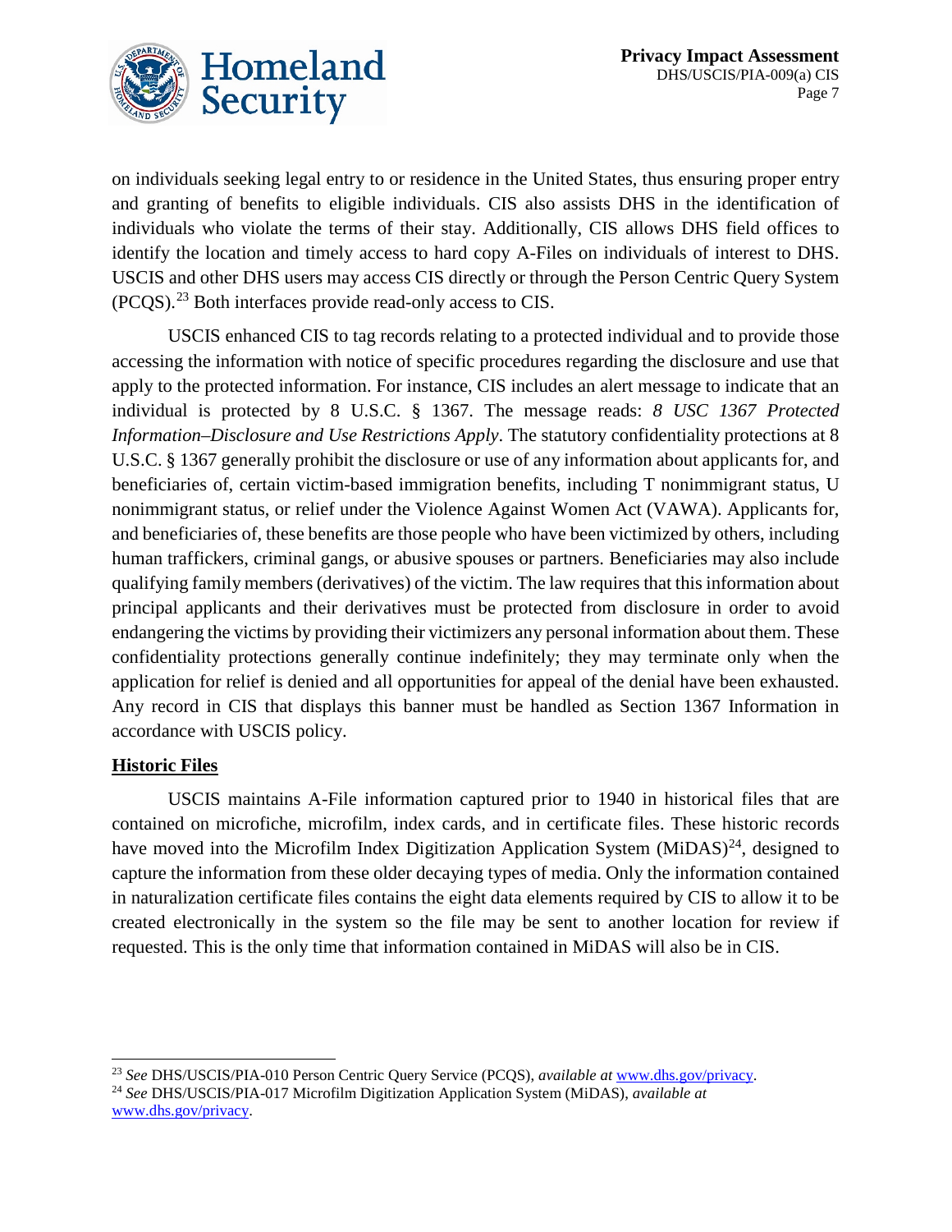on individuals seeking legal entry to or residence in the United States, thus ensuring proper entry and granting of benefits to eligible individuals. CIS also assists DHS in the identification of individuals who violate the terms of their stay. Additionally, CIS allows DHS field offices to identify the location and timely access to hard copy A-Files on individuals of interest to DHS. USCIS and other DHS users may access CIS directly or through the Person Centric Query System (PCQS).[23] Both interfaces provide read-only access to CIS.

USCIS enhanced CIS to tag records relating to a protected individual and to provide those accessing the information with notice of specific procedures regarding the disclosure and use that apply to the protected information. For instance, CIS includes an alert message to indicate that an individual is protected by 8 U.S.C. § 1367. The message reads: *8 USC 1367 Protected Information–Disclosure and Use Restrictions Apply*. The statutory confidentiality protections at 8 U.S.C. § 1367 generally prohibit the disclosure or use of any information about applicants for, and beneficiaries of, certain victim-based immigration benefits, including T nonimmigrant status, U nonimmigrant status, or relief under the Violence Against Women Act (VAWA). Applicants for, and beneficiaries of, these benefits are those people who have been victimized by others, including human traffickers, criminal gangs, or abusive spouses or partners. Beneficiaries may also include qualifying family members (derivatives) of the victim. The law requires that this information about principal applicants and their derivatives must be protected from disclosure in order to avoid endangering the victims by providing their victimizers any personal information about them. These confidentiality protections generally continue indefinitely; they may terminate only when the application for relief is denied and all opportunities for appeal of the denial have been exhausted. Any record in CIS that displays this banner must be handled as Section 1367 Information in accordance with USCIS policy.

**Historic Files**

USCIS maintains A-File information captured prior to 1940 in historical files that are contained on microfiche, microfilm, index cards, and in certificate files. These historic records have moved into the Microfilm Index Digitization Application System (MiDAS)[24], designed to capture the information from these older decaying types of media. Only the information contained in naturalization certificate files contains the eight data elements required by CIS to allow it to be created electronically in the system so the file may be sent to another location for review if requested. This is the only time that information contained in MiDAS will also be in CIS.

---

[23] *See* DHS/USCIS/PIA-010 Person Centric Query Service (PCQS), *available at* www.dhs.gov/privacy.

[24] *See* DHS/USCIS/PIA-017 Microfilm Digitization Application System (MiDAS), *available at* www.dhs.gov/privacy.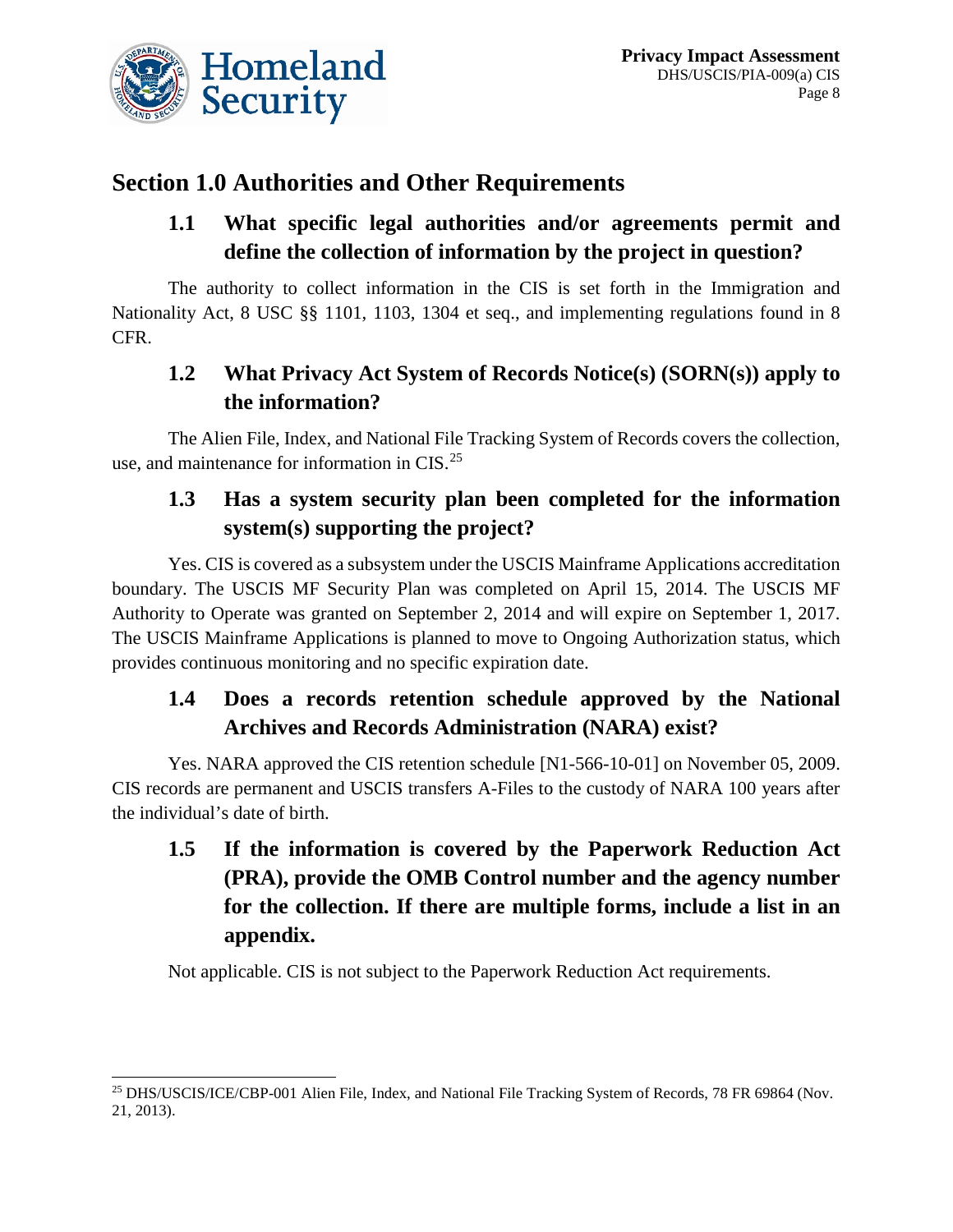## Section 1.0 Authorities and Other Requirements

### 1.1 What specific legal authorities and/or agreements permit and define the collection of information by the project in question?

The authority to collect information in the CIS is set forth in the Immigration and Nationality Act, 8 USC §§ 1101, 1103, 1304 et seq., and implementing regulations found in 8 CFR.

### 1.2 What Privacy Act System of Records Notice(s) (SORN(s)) apply to the information?

The Alien File, Index, and National File Tracking System of Records covers the collection, use, and maintenance for information in CIS.[25]

### 1.3 Has a system security plan been completed for the information system(s) supporting the project?

Yes. CIS is covered as a subsystem under the USCIS Mainframe Applications accreditation boundary. The USCIS MF Security Plan was completed on April 15, 2014. The USCIS MF Authority to Operate was granted on September 2, 2014 and will expire on September 1, 2017. The USCIS Mainframe Applications is planned to move to Ongoing Authorization status, which provides continuous monitoring and no specific expiration date.

### 1.4 Does a records retention schedule approved by the National Archives and Records Administration (NARA) exist?

Yes. NARA approved the CIS retention schedule [N1-566-10-01] on November 05, 2009. CIS records are permanent and USCIS transfers A-Files to the custody of NARA 100 years after the individual's date of birth.

### 1.5 If the information is covered by the Paperwork Reduction Act (PRA), provide the OMB Control number and the agency number for the collection. If there are multiple forms, include a list in an appendix.

Not applicable. CIS is not subject to the Paperwork Reduction Act requirements.

---

[25] DHS/USCIS/ICE/CBP-001 Alien File, Index, and National File Tracking System of Records, 78 FR 69864 (Nov. 21, 2013).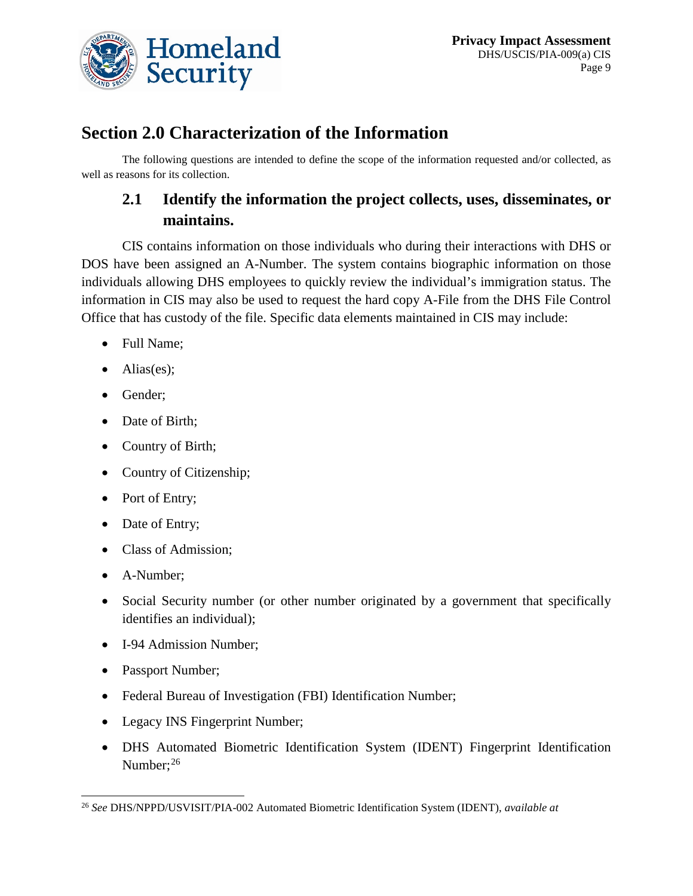## Section 2.0 Characterization of the Information

The following questions are intended to define the scope of the information requested and/or collected, as well as reasons for its collection.

### 2.1 Identify the information the project collects, uses, disseminates, or maintains.

CIS contains information on those individuals who during their interactions with DHS or DOS have been assigned an A-Number. The system contains biographic information on those individuals allowing DHS employees to quickly review the individual's immigration status. The information in CIS may also be used to request the hard copy A-File from the DHS File Control Office that has custody of the file. Specific data elements maintained in CIS may include:

- Full Name;
- Alias(es);
- Gender;
- Date of Birth;
- Country of Birth;
- Country of Citizenship;
- Port of Entry;
- Date of Entry;
- Class of Admission;
- A-Number;
- Social Security number (or other number originated by a government that specifically identifies an individual);
- I-94 Admission Number;
- Passport Number;
- Federal Bureau of Investigation (FBI) Identification Number;
- Legacy INS Fingerprint Number;
- DHS Automated Biometric Identification System (IDENT) Fingerprint Identification Number;[26]

[26] *See* DHS/NPPD/USVISIT/PIA-002 Automated Biometric Identification System (IDENT), *available at*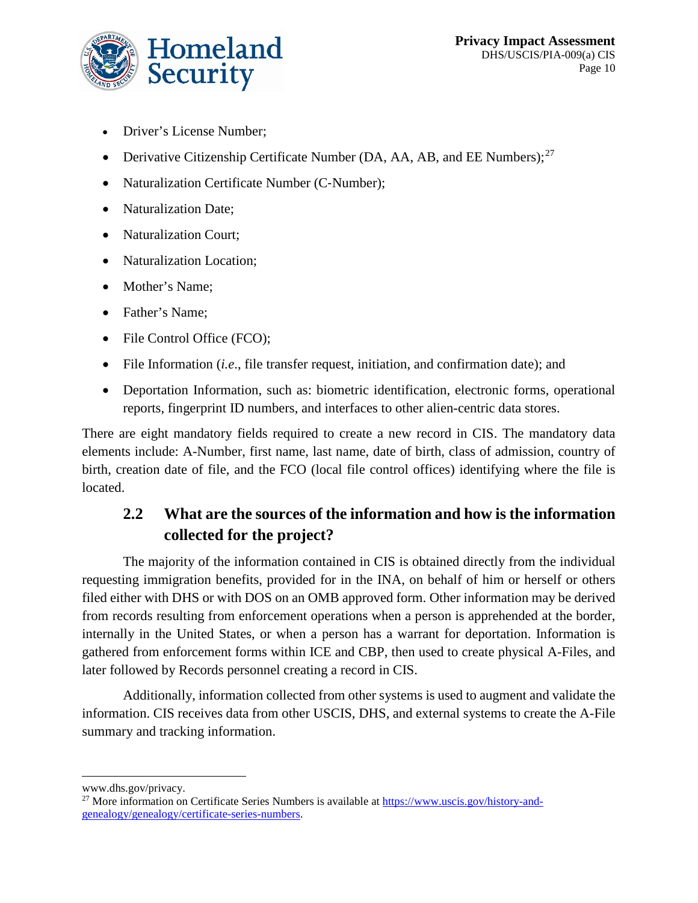- Driver's License Number;
- Derivative Citizenship Certificate Number (DA, AA, AB, and EE Numbers);[27]
- Naturalization Certificate Number (C-Number);
- Naturalization Date;
- Naturalization Court;
- Naturalization Location;
- Mother's Name;
- Father's Name;
- File Control Office (FCO);
- File Information (*i.e.*, file transfer request, initiation, and confirmation date); and
- Deportation Information, such as: biometric identification, electronic forms, operational reports, fingerprint ID numbers, and interfaces to other alien-centric data stores.

There are eight mandatory fields required to create a new record in CIS. The mandatory data elements include: A-Number, first name, last name, date of birth, class of admission, country of birth, creation date of file, and the FCO (local file control offices) identifying where the file is located.

## 2.2 What are the sources of the information and how is the information collected for the project?

The majority of the information contained in CIS is obtained directly from the individual requesting immigration benefits, provided for in the INA, on behalf of him or herself or others filed either with DHS or with DOS on an OMB approved form. Other information may be derived from records resulting from enforcement operations when a person is apprehended at the border, internally in the United States, or when a person has a warrant for deportation. Information is gathered from enforcement forms within ICE and CBP, then used to create physical A-Files, and later followed by Records personnel creating a record in CIS.

Additionally, information collected from other systems is used to augment and validate the information. CIS receives data from other USCIS, DHS, and external systems to create the A-File summary and tracking information.

---

www.dhs.gov/privacy.

[27] More information on Certificate Series Numbers is available at https://www.uscis.gov/history-and-genealogy/genealogy/certificate-series-numbers.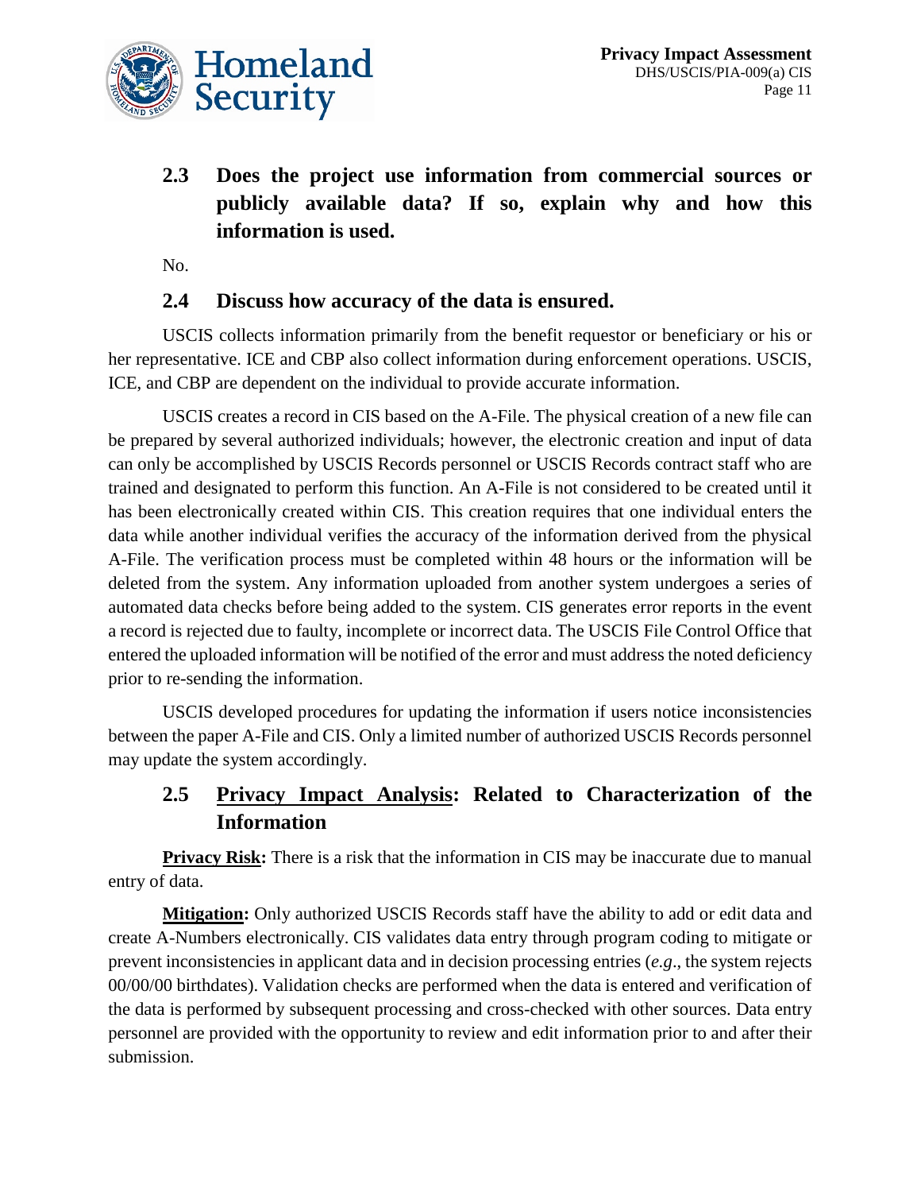## 2.3 Does the project use information from commercial sources or publicly available data? If so, explain why and how this information is used.

No.

## 2.4 Discuss how accuracy of the data is ensured.

USCIS collects information primarily from the benefit requestor or beneficiary or his or her representative. ICE and CBP also collect information during enforcement operations. USCIS, ICE, and CBP are dependent on the individual to provide accurate information.

USCIS creates a record in CIS based on the A-File. The physical creation of a new file can be prepared by several authorized individuals; however, the electronic creation and input of data can only be accomplished by USCIS Records personnel or USCIS Records contract staff who are trained and designated to perform this function. An A-File is not considered to be created until it has been electronically created within CIS. This creation requires that one individual enters the data while another individual verifies the accuracy of the information derived from the physical A-File. The verification process must be completed within 48 hours or the information will be deleted from the system. Any information uploaded from another system undergoes a series of automated data checks before being added to the system. CIS generates error reports in the event a record is rejected due to faulty, incomplete or incorrect data. The USCIS File Control Office that entered the uploaded information will be notified of the error and must address the noted deficiency prior to re-sending the information.

USCIS developed procedures for updating the information if users notice inconsistencies between the paper A-File and CIS. Only a limited number of authorized USCIS Records personnel may update the system accordingly.

## 2.5 Privacy Impact Analysis: Related to Characterization of the Information

**Privacy Risk:** There is a risk that the information in CIS may be inaccurate due to manual entry of data.

**Mitigation:** Only authorized USCIS Records staff have the ability to add or edit data and create A-Numbers electronically. CIS validates data entry through program coding to mitigate or prevent inconsistencies in applicant data and in decision processing entries (*e.g*., the system rejects 00/00/00 birthdates). Validation checks are performed when the data is entered and verification of the data is performed by subsequent processing and cross-checked with other sources. Data entry personnel are provided with the opportunity to review and edit information prior to and after their submission.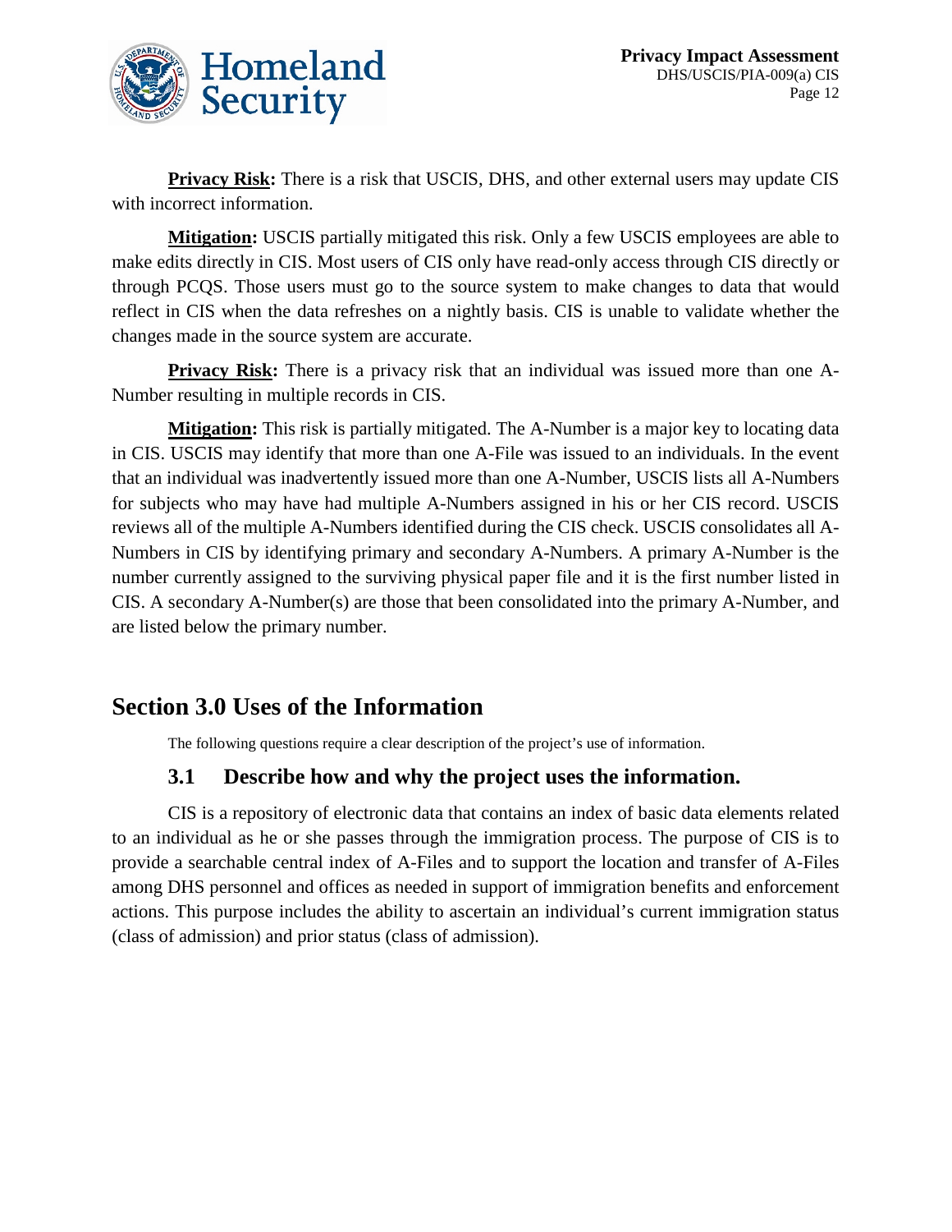**Privacy Risk:** There is a risk that USCIS, DHS, and other external users may update CIS with incorrect information.

**Mitigation:** USCIS partially mitigated this risk. Only a few USCIS employees are able to make edits directly in CIS. Most users of CIS only have read-only access through CIS directly or through PCQS. Those users must go to the source system to make changes to data that would reflect in CIS when the data refreshes on a nightly basis. CIS is unable to validate whether the changes made in the source system are accurate.

**Privacy Risk:** There is a privacy risk that an individual was issued more than one A-Number resulting in multiple records in CIS.

**Mitigation:** This risk is partially mitigated. The A-Number is a major key to locating data in CIS. USCIS may identify that more than one A-File was issued to an individuals. In the event that an individual was inadvertently issued more than one A-Number, USCIS lists all A-Numbers for subjects who may have had multiple A-Numbers assigned in his or her CIS record. USCIS reviews all of the multiple A-Numbers identified during the CIS check. USCIS consolidates all A-Numbers in CIS by identifying primary and secondary A-Numbers. A primary A-Number is the number currently assigned to the surviving physical paper file and it is the first number listed in CIS. A secondary A-Number(s) are those that been consolidated into the primary A-Number, and are listed below the primary number.

## Section 3.0 Uses of the Information

The following questions require a clear description of the project's use of information.

### 3.1 Describe how and why the project uses the information.

CIS is a repository of electronic data that contains an index of basic data elements related to an individual as he or she passes through the immigration process. The purpose of CIS is to provide a searchable central index of A-Files and to support the location and transfer of A-Files among DHS personnel and offices as needed in support of immigration benefits and enforcement actions. This purpose includes the ability to ascertain an individual's current immigration status (class of admission) and prior status (class of admission).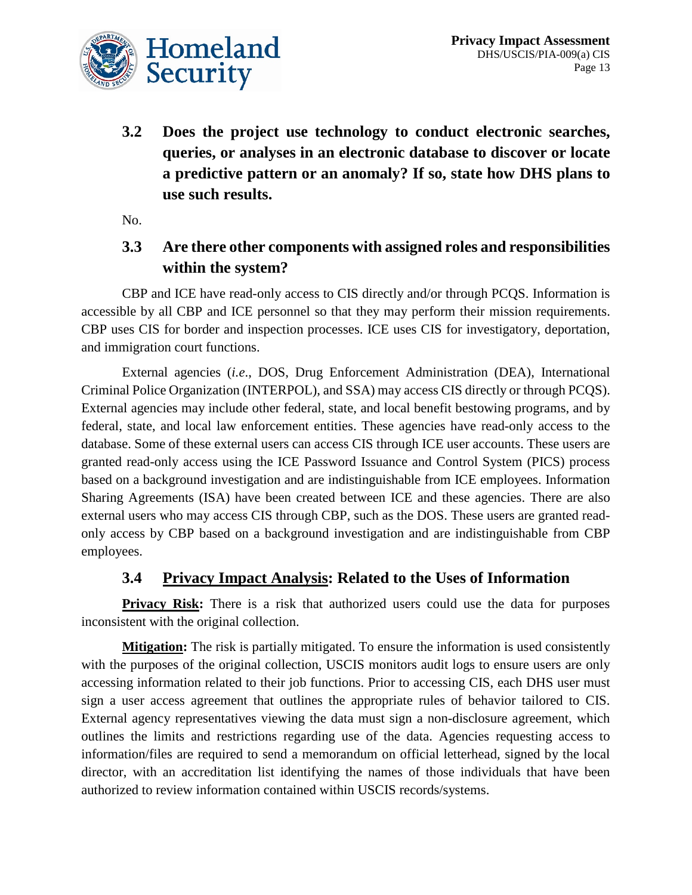### 3.2 Does the project use technology to conduct electronic searches, queries, or analyses in an electronic database to discover or locate a predictive pattern or an anomaly? If so, state how DHS plans to use such results.

No.

### 3.3 Are there other components with assigned roles and responsibilities within the system?

CBP and ICE have read-only access to CIS directly and/or through PCQS. Information is accessible by all CBP and ICE personnel so that they may perform their mission requirements. CBP uses CIS for border and inspection processes. ICE uses CIS for investigatory, deportation, and immigration court functions.

External agencies (*i.e*., DOS, Drug Enforcement Administration (DEA), International Criminal Police Organization (INTERPOL), and SSA) may access CIS directly or through PCQS). External agencies may include other federal, state, and local benefit bestowing programs, and by federal, state, and local law enforcement entities. These agencies have read-only access to the database. Some of these external users can access CIS through ICE user accounts. These users are granted read-only access using the ICE Password Issuance and Control System (PICS) process based on a background investigation and are indistinguishable from ICE employees. Information Sharing Agreements (ISA) have been created between ICE and these agencies. There are also external users who may access CIS through CBP, such as the DOS. These users are granted read-only access by CBP based on a background investigation and are indistinguishable from CBP employees.

### 3.4 Privacy Impact Analysis: Related to the Uses of Information

**Privacy Risk:** There is a risk that authorized users could use the data for purposes inconsistent with the original collection.

**Mitigation:** The risk is partially mitigated. To ensure the information is used consistently with the purposes of the original collection, USCIS monitors audit logs to ensure users are only accessing information related to their job functions. Prior to accessing CIS, each DHS user must sign a user access agreement that outlines the appropriate rules of behavior tailored to CIS. External agency representatives viewing the data must sign a non-disclosure agreement, which outlines the limits and restrictions regarding use of the data. Agencies requesting access to information/files are required to send a memorandum on official letterhead, signed by the local director, with an accreditation list identifying the names of those individuals that have been authorized to review information contained within USCIS records/systems.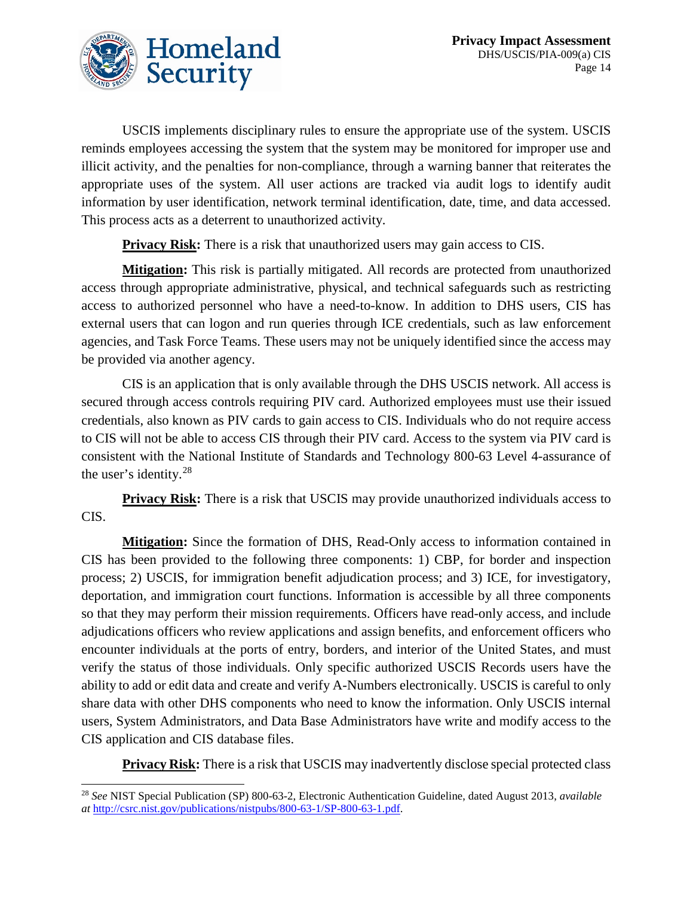USCIS implements disciplinary rules to ensure the appropriate use of the system. USCIS reminds employees accessing the system that the system may be monitored for improper use and illicit activity, and the penalties for non-compliance, through a warning banner that reiterates the appropriate uses of the system. All user actions are tracked via audit logs to identify audit information by user identification, network terminal identification, date, time, and data accessed. This process acts as a deterrent to unauthorized activity.

**Privacy Risk:** There is a risk that unauthorized users may gain access to CIS.

**Mitigation:** This risk is partially mitigated. All records are protected from unauthorized access through appropriate administrative, physical, and technical safeguards such as restricting access to authorized personnel who have a need-to-know. In addition to DHS users, CIS has external users that can logon and run queries through ICE credentials, such as law enforcement agencies, and Task Force Teams. These users may not be uniquely identified since the access may be provided via another agency.

CIS is an application that is only available through the DHS USCIS network. All access is secured through access controls requiring PIV card. Authorized employees must use their issued credentials, also known as PIV cards to gain access to CIS. Individuals who do not require access to CIS will not be able to access CIS through their PIV card. Access to the system via PIV card is consistent with the National Institute of Standards and Technology 800-63 Level 4-assurance of the user's identity.[28]

**Privacy Risk:** There is a risk that USCIS may provide unauthorized individuals access to CIS.

**Mitigation:** Since the formation of DHS, Read-Only access to information contained in CIS has been provided to the following three components: 1) CBP, for border and inspection process; 2) USCIS, for immigration benefit adjudication process; and 3) ICE, for investigatory, deportation, and immigration court functions. Information is accessible by all three components so that they may perform their mission requirements. Officers have read-only access, and include adjudications officers who review applications and assign benefits, and enforcement officers who encounter individuals at the ports of entry, borders, and interior of the United States, and must verify the status of those individuals. Only specific authorized USCIS Records users have the ability to add or edit data and create and verify A-Numbers electronically. USCIS is careful to only share data with other DHS components who need to know the information. Only USCIS internal users, System Administrators, and Data Base Administrators have write and modify access to the CIS application and CIS database files.

**Privacy Risk:** There is a risk that USCIS may inadvertently disclose special protected class

[28] *See* NIST Special Publication (SP) 800-63-2, Electronic Authentication Guideline, dated August 2013, *available at* http://csrc.nist.gov/publications/nistpubs/800-63-1/SP-800-63-1.pdf.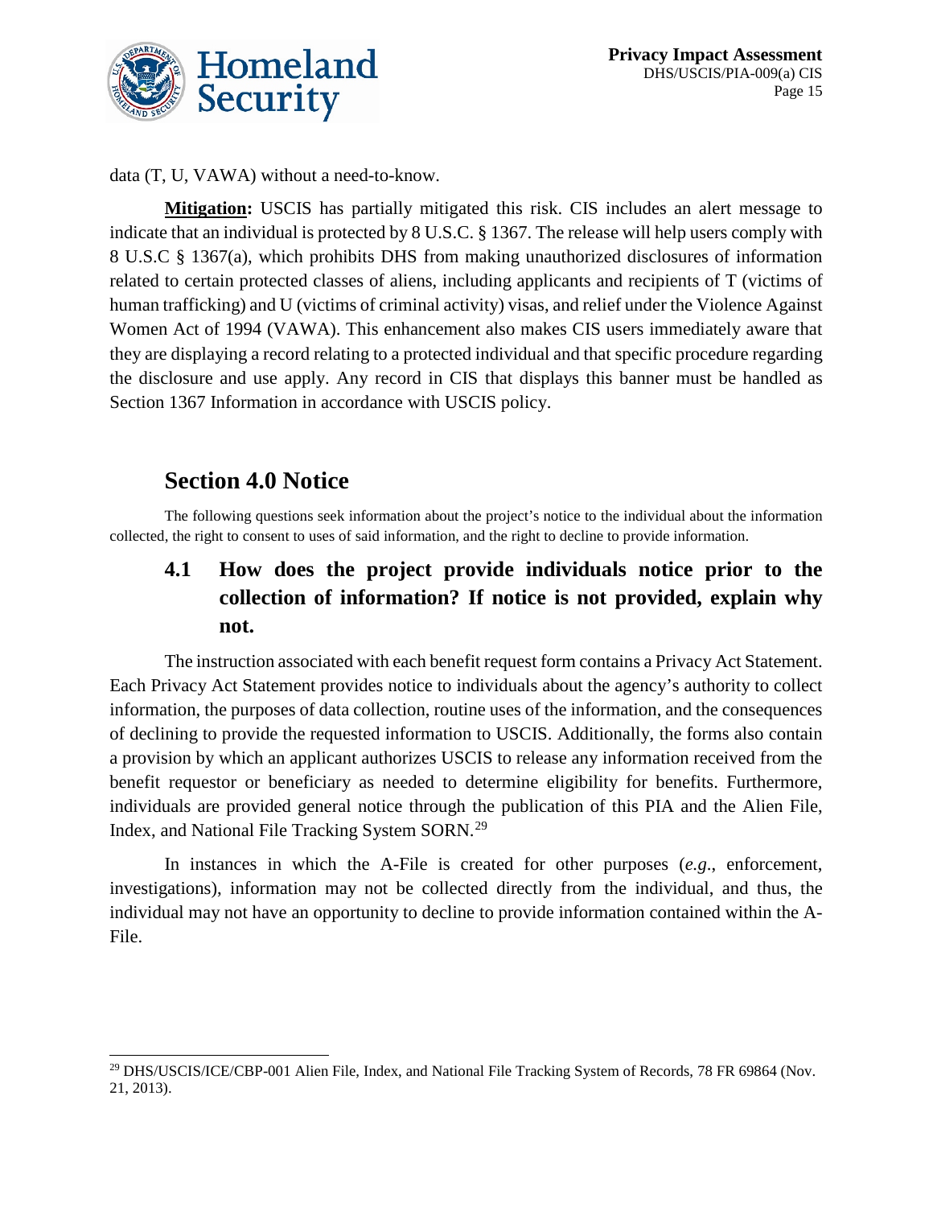data (T, U, VAWA) without a need-to-know.

**Mitigation:** USCIS has partially mitigated this risk. CIS includes an alert message to indicate that an individual is protected by 8 U.S.C. § 1367. The release will help users comply with 8 U.S.C § 1367(a), which prohibits DHS from making unauthorized disclosures of information related to certain protected classes of aliens, including applicants and recipients of T (victims of human trafficking) and U (victims of criminal activity) visas, and relief under the Violence Against Women Act of 1994 (VAWA). This enhancement also makes CIS users immediately aware that they are displaying a record relating to a protected individual and that specific procedure regarding the disclosure and use apply. Any record in CIS that displays this banner must be handled as Section 1367 Information in accordance with USCIS policy.

## Section 4.0 Notice

The following questions seek information about the project's notice to the individual about the information collected, the right to consent to uses of said information, and the right to decline to provide information.

### 4.1 How does the project provide individuals notice prior to the collection of information? If notice is not provided, explain why not.

The instruction associated with each benefit request form contains a Privacy Act Statement. Each Privacy Act Statement provides notice to individuals about the agency's authority to collect information, the purposes of data collection, routine uses of the information, and the consequences of declining to provide the requested information to USCIS. Additionally, the forms also contain a provision by which an applicant authorizes USCIS to release any information received from the benefit requestor or beneficiary as needed to determine eligibility for benefits. Furthermore, individuals are provided general notice through the publication of this PIA and the Alien File, Index, and National File Tracking System SORN.[29]

In instances in which the A-File is created for other purposes (*e.g.*, enforcement, investigations), information may not be collected directly from the individual, and thus, the individual may not have an opportunity to decline to provide information contained within the A-File.

---

[29] DHS/USCIS/ICE/CBP-001 Alien File, Index, and National File Tracking System of Records, 78 FR 69864 (Nov. 21, 2013).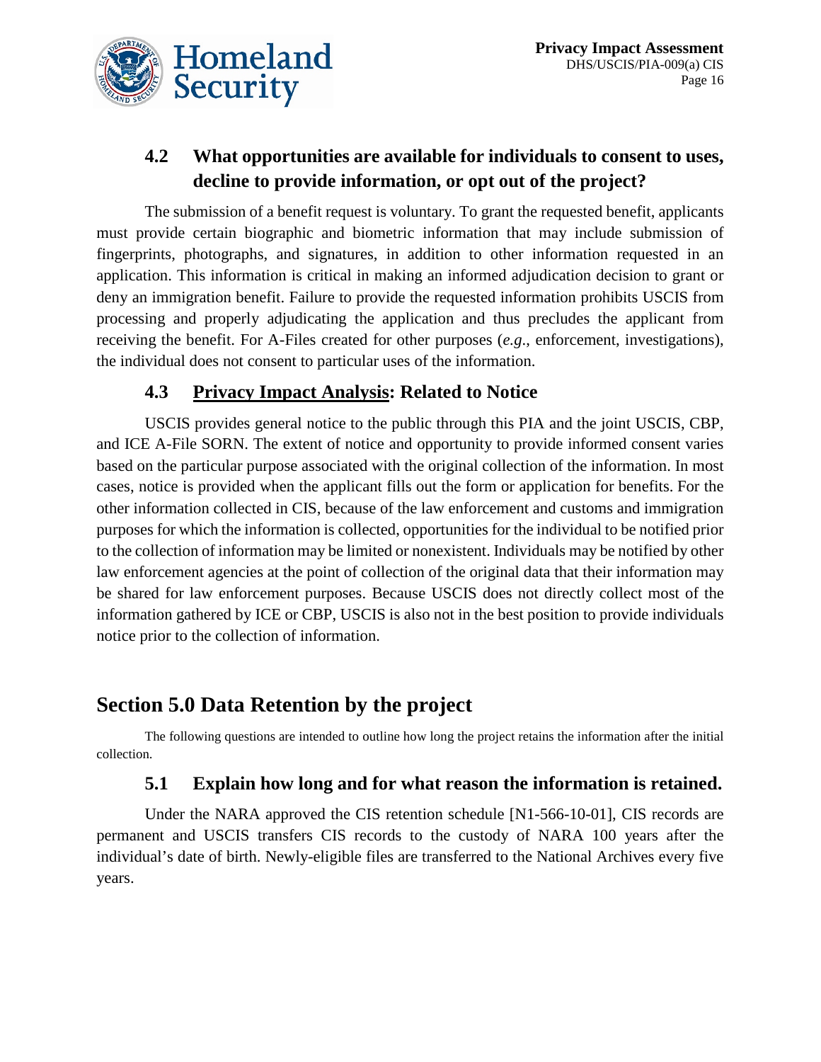### 4.2 What opportunities are available for individuals to consent to uses, decline to provide information, or opt out of the project?

The submission of a benefit request is voluntary. To grant the requested benefit, applicants must provide certain biographic and biometric information that may include submission of fingerprints, photographs, and signatures, in addition to other information requested in an application. This information is critical in making an informed adjudication decision to grant or deny an immigration benefit. Failure to provide the requested information prohibits USCIS from processing and properly adjudicating the application and thus precludes the applicant from receiving the benefit. For A-Files created for other purposes (*e.g*., enforcement, investigations), the individual does not consent to particular uses of the information.

### 4.3 Privacy Impact Analysis: Related to Notice

USCIS provides general notice to the public through this PIA and the joint USCIS, CBP, and ICE A-File SORN. The extent of notice and opportunity to provide informed consent varies based on the particular purpose associated with the original collection of the information. In most cases, notice is provided when the applicant fills out the form or application for benefits. For the other information collected in CIS, because of the law enforcement and customs and immigration purposes for which the information is collected, opportunities for the individual to be notified prior to the collection of information may be limited or nonexistent. Individuals may be notified by other law enforcement agencies at the point of collection of the original data that their information may be shared for law enforcement purposes. Because USCIS does not directly collect most of the information gathered by ICE or CBP, USCIS is also not in the best position to provide individuals notice prior to the collection of information.

## Section 5.0 Data Retention by the project

The following questions are intended to outline how long the project retains the information after the initial collection.

### 5.1 Explain how long and for what reason the information is retained.

Under the NARA approved the CIS retention schedule [N1-566-10-01], CIS records are permanent and USCIS transfers CIS records to the custody of NARA 100 years after the individual's date of birth. Newly-eligible files are transferred to the National Archives every five years.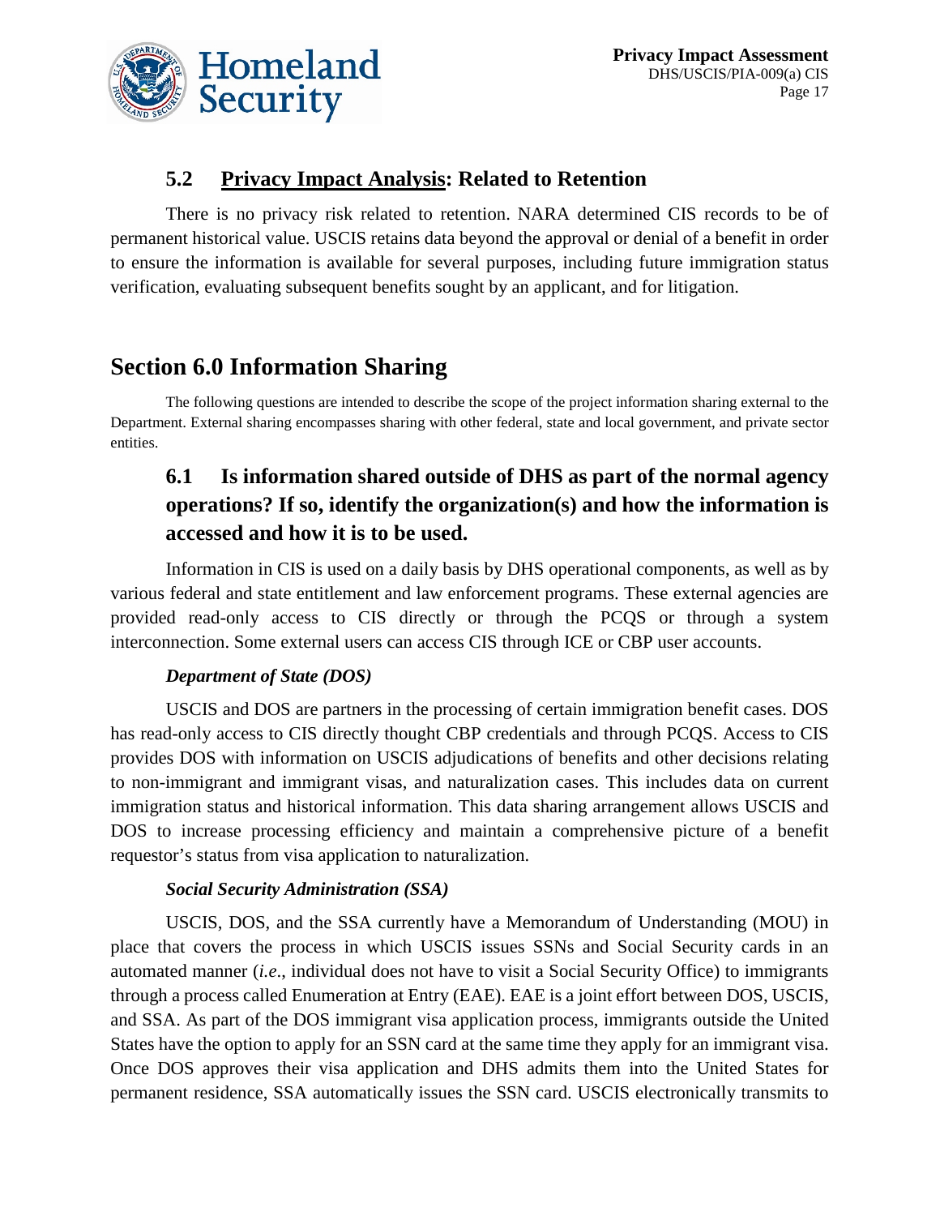### 5.2 Privacy Impact Analysis: Related to Retention

There is no privacy risk related to retention. NARA determined CIS records to be of permanent historical value. USCIS retains data beyond the approval or denial of a benefit in order to ensure the information is available for several purposes, including future immigration status verification, evaluating subsequent benefits sought by an applicant, and for litigation.

## Section 6.0 Information Sharing

The following questions are intended to describe the scope of the project information sharing external to the Department. External sharing encompasses sharing with other federal, state and local government, and private sector entities.

### 6.1 Is information shared outside of DHS as part of the normal agency operations? If so, identify the organization(s) and how the information is accessed and how it is to be used.

Information in CIS is used on a daily basis by DHS operational components, as well as by various federal and state entitlement and law enforcement programs. These external agencies are provided read-only access to CIS directly or through the PCQS or through a system interconnection. Some external users can access CIS through ICE or CBP user accounts.

***Department of State (DOS)***

USCIS and DOS are partners in the processing of certain immigration benefit cases. DOS has read-only access to CIS directly thought CBP credentials and through PCQS. Access to CIS provides DOS with information on USCIS adjudications of benefits and other decisions relating to non-immigrant and immigrant visas, and naturalization cases. This includes data on current immigration status and historical information. This data sharing arrangement allows USCIS and DOS to increase processing efficiency and maintain a comprehensive picture of a benefit requestor's status from visa application to naturalization.

***Social Security Administration (SSA)***

USCIS, DOS, and the SSA currently have a Memorandum of Understanding (MOU) in place that covers the process in which USCIS issues SSNs and Social Security cards in an automated manner (*i.e*., individual does not have to visit a Social Security Office) to immigrants through a process called Enumeration at Entry (EAE). EAE is a joint effort between DOS, USCIS, and SSA. As part of the DOS immigrant visa application process, immigrants outside the United States have the option to apply for an SSN card at the same time they apply for an immigrant visa. Once DOS approves their visa application and DHS admits them into the United States for permanent residence, SSA automatically issues the SSN card. USCIS electronically transmits to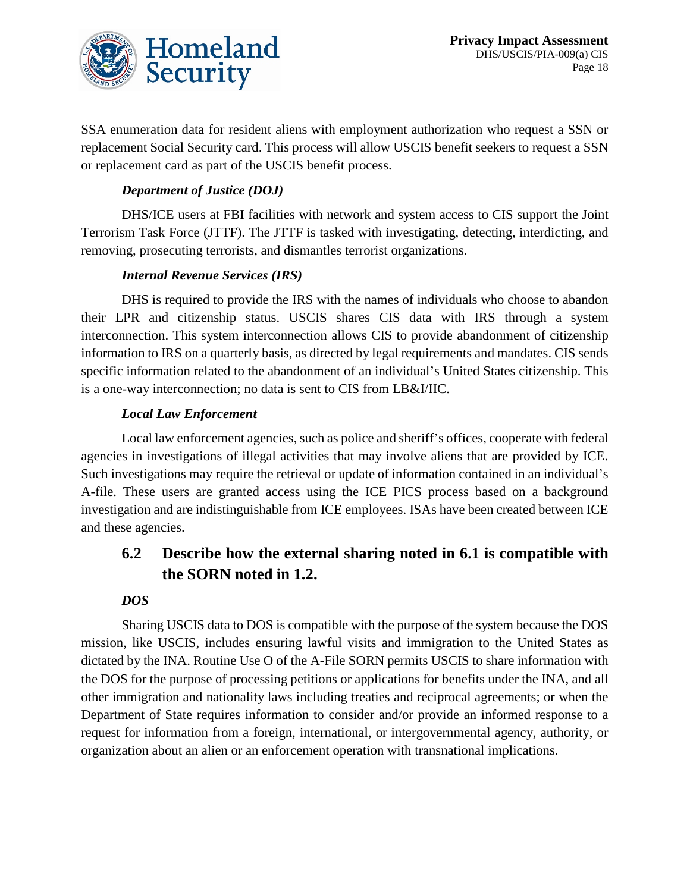SSA enumeration data for resident aliens with employment authorization who request a SSN or replacement Social Security card. This process will allow USCIS benefit seekers to request a SSN or replacement card as part of the USCIS benefit process.

***Department of Justice (DOJ)***

DHS/ICE users at FBI facilities with network and system access to CIS support the Joint Terrorism Task Force (JTTF). The JTTF is tasked with investigating, detecting, interdicting, and removing, prosecuting terrorists, and dismantles terrorist organizations.

***Internal Revenue Services (IRS)***

DHS is required to provide the IRS with the names of individuals who choose to abandon their LPR and citizenship status. USCIS shares CIS data with IRS through a system interconnection. This system interconnection allows CIS to provide abandonment of citizenship information to IRS on a quarterly basis, as directed by legal requirements and mandates. CIS sends specific information related to the abandonment of an individual's United States citizenship. This is a one-way interconnection; no data is sent to CIS from LB&I/IIC.

***Local Law Enforcement***

Local law enforcement agencies, such as police and sheriff's offices, cooperate with federal agencies in investigations of illegal activities that may involve aliens that are provided by ICE. Such investigations may require the retrieval or update of information contained in an individual's A-file. These users are granted access using the ICE PICS process based on a background investigation and are indistinguishable from ICE employees. ISAs have been created between ICE and these agencies.

## 6.2 Describe how the external sharing noted in 6.1 is compatible with the SORN noted in 1.2.

***DOS***

Sharing USCIS data to DOS is compatible with the purpose of the system because the DOS mission, like USCIS, includes ensuring lawful visits and immigration to the United States as dictated by the INA. Routine Use O of the A-File SORN permits USCIS to share information with the DOS for the purpose of processing petitions or applications for benefits under the INA, and all other immigration and nationality laws including treaties and reciprocal agreements; or when the Department of State requires information to consider and/or provide an informed response to a request for information from a foreign, international, or intergovernmental agency, authority, or organization about an alien or an enforcement operation with transnational implications.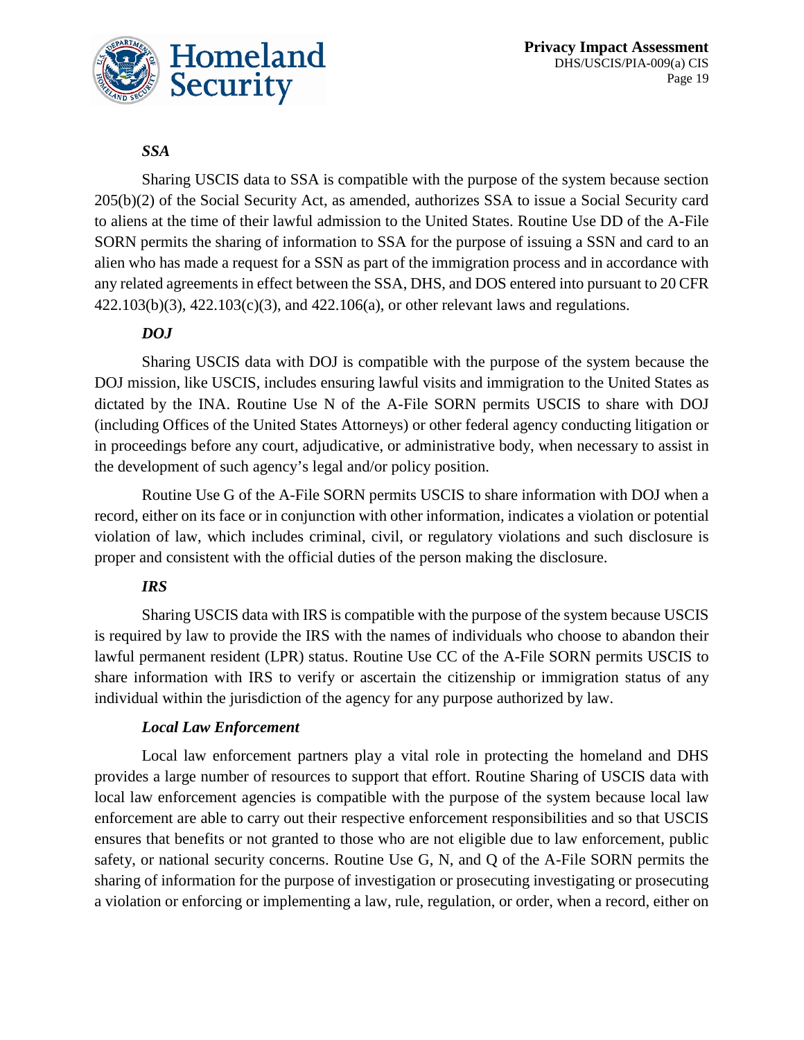***SSA***

Sharing USCIS data to SSA is compatible with the purpose of the system because section 205(b)(2) of the Social Security Act, as amended, authorizes SSA to issue a Social Security card to aliens at the time of their lawful admission to the United States. Routine Use DD of the A-File SORN permits the sharing of information to SSA for the purpose of issuing a SSN and card to an alien who has made a request for a SSN as part of the immigration process and in accordance with any related agreements in effect between the SSA, DHS, and DOS entered into pursuant to 20 CFR 422.103(b)(3), 422.103(c)(3), and 422.106(a), or other relevant laws and regulations.

***DOJ***

Sharing USCIS data with DOJ is compatible with the purpose of the system because the DOJ mission, like USCIS, includes ensuring lawful visits and immigration to the United States as dictated by the INA. Routine Use N of the A-File SORN permits USCIS to share with DOJ (including Offices of the United States Attorneys) or other federal agency conducting litigation or in proceedings before any court, adjudicative, or administrative body, when necessary to assist in the development of such agency's legal and/or policy position.

Routine Use G of the A-File SORN permits USCIS to share information with DOJ when a record, either on its face or in conjunction with other information, indicates a violation or potential violation of law, which includes criminal, civil, or regulatory violations and such disclosure is proper and consistent with the official duties of the person making the disclosure.

***IRS***

Sharing USCIS data with IRS is compatible with the purpose of the system because USCIS is required by law to provide the IRS with the names of individuals who choose to abandon their lawful permanent resident (LPR) status. Routine Use CC of the A-File SORN permits USCIS to share information with IRS to verify or ascertain the citizenship or immigration status of any individual within the jurisdiction of the agency for any purpose authorized by law.

***Local Law Enforcement***

Local law enforcement partners play a vital role in protecting the homeland and DHS provides a large number of resources to support that effort. Routine Sharing of USCIS data with local law enforcement agencies is compatible with the purpose of the system because local law enforcement are able to carry out their respective enforcement responsibilities and so that USCIS ensures that benefits or not granted to those who are not eligible due to law enforcement, public safety, or national security concerns. Routine Use G, N, and Q of the A-File SORN permits the sharing of information for the purpose of investigation or prosecuting investigating or prosecuting a violation or enforcing or implementing a law, rule, regulation, or order, when a record, either on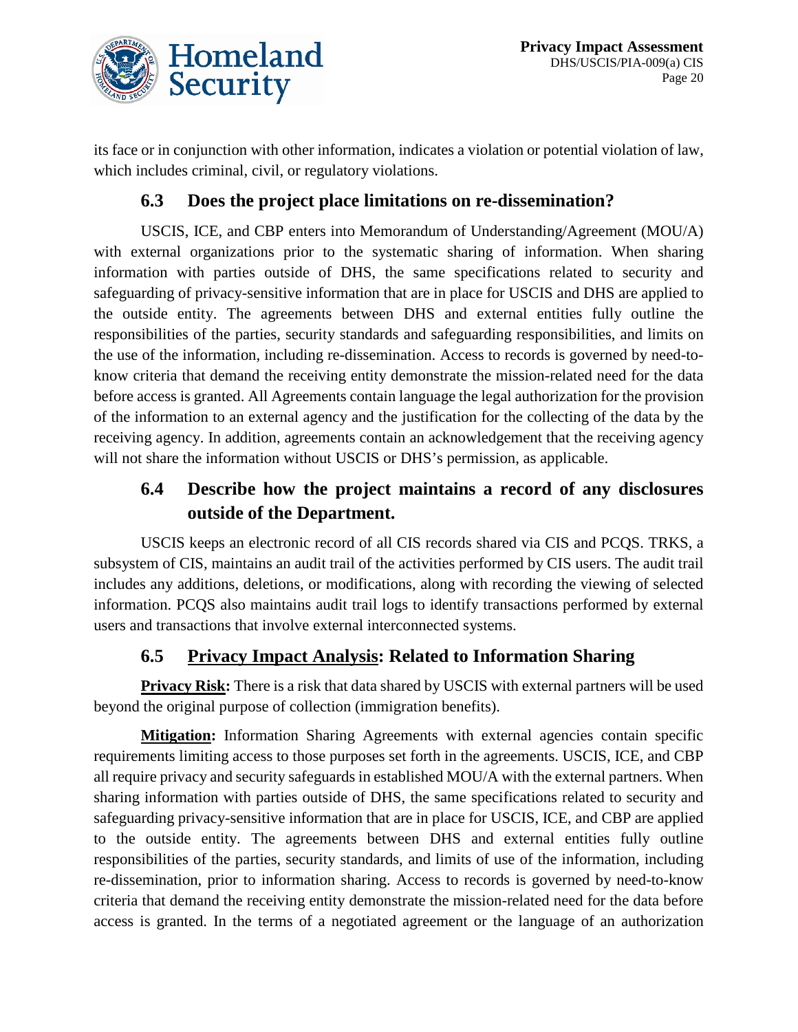its face or in conjunction with other information, indicates a violation or potential violation of law, which includes criminal, civil, or regulatory violations.

### 6.3 Does the project place limitations on re-dissemination?

USCIS, ICE, and CBP enters into Memorandum of Understanding/Agreement (MOU/A) with external organizations prior to the systematic sharing of information. When sharing information with parties outside of DHS, the same specifications related to security and safeguarding of privacy-sensitive information that are in place for USCIS and DHS are applied to the outside entity. The agreements between DHS and external entities fully outline the responsibilities of the parties, security standards and safeguarding responsibilities, and limits on the use of the information, including re-dissemination. Access to records is governed by need-to-know criteria that demand the receiving entity demonstrate the mission-related need for the data before access is granted. All Agreements contain language the legal authorization for the provision of the information to an external agency and the justification for the collecting of the data by the receiving agency. In addition, agreements contain an acknowledgement that the receiving agency will not share the information without USCIS or DHS's permission, as applicable.

### 6.4 Describe how the project maintains a record of any disclosures outside of the Department.

USCIS keeps an electronic record of all CIS records shared via CIS and PCQS. TRKS, a subsystem of CIS, maintains an audit trail of the activities performed by CIS users. The audit trail includes any additions, deletions, or modifications, along with recording the viewing of selected information. PCQS also maintains audit trail logs to identify transactions performed by external users and transactions that involve external interconnected systems.

### 6.5 Privacy Impact Analysis: Related to Information Sharing

**Privacy Risk:** There is a risk that data shared by USCIS with external partners will be used beyond the original purpose of collection (immigration benefits).

**Mitigation:** Information Sharing Agreements with external agencies contain specific requirements limiting access to those purposes set forth in the agreements. USCIS, ICE, and CBP all require privacy and security safeguards in established MOU/A with the external partners. When sharing information with parties outside of DHS, the same specifications related to security and safeguarding privacy-sensitive information that are in place for USCIS, ICE, and CBP are applied to the outside entity. The agreements between DHS and external entities fully outline responsibilities of the parties, security standards, and limits of use of the information, including re-dissemination, prior to information sharing. Access to records is governed by need-to-know criteria that demand the receiving entity demonstrate the mission-related need for the data before access is granted. In the terms of a negotiated agreement or the language of an authorization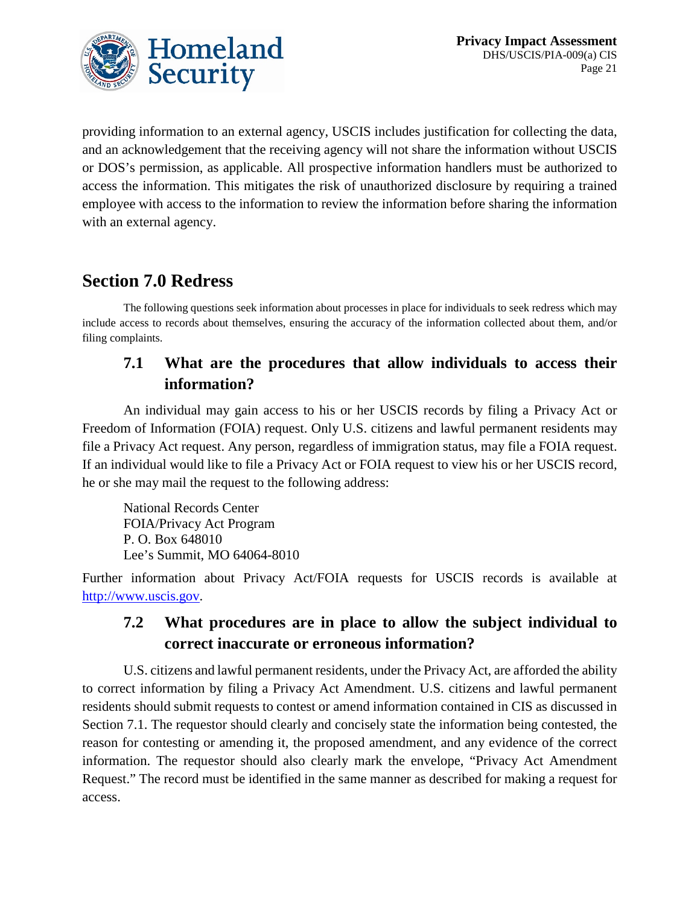providing information to an external agency, USCIS includes justification for collecting the data, and an acknowledgement that the receiving agency will not share the information without USCIS or DOS's permission, as applicable. All prospective information handlers must be authorized to access the information. This mitigates the risk of unauthorized disclosure by requiring a trained employee with access to the information to review the information before sharing the information with an external agency.

# Section 7.0 Redress

The following questions seek information about processes in place for individuals to seek redress which may include access to records about themselves, ensuring the accuracy of the information collected about them, and/or filing complaints.

## 7.1 What are the procedures that allow individuals to access their information?

An individual may gain access to his or her USCIS records by filing a Privacy Act or Freedom of Information (FOIA) request. Only U.S. citizens and lawful permanent residents may file a Privacy Act request. Any person, regardless of immigration status, may file a FOIA request. If an individual would like to file a Privacy Act or FOIA request to view his or her USCIS record, he or she may mail the request to the following address:

National Records Center
FOIA/Privacy Act Program
P. O. Box 648010
Lee's Summit, MO 64064-8010

Further information about Privacy Act/FOIA requests for USCIS records is available at http://www.uscis.gov.

## 7.2 What procedures are in place to allow the subject individual to correct inaccurate or erroneous information?

U.S. citizens and lawful permanent residents, under the Privacy Act, are afforded the ability to correct information by filing a Privacy Act Amendment. U.S. citizens and lawful permanent residents should submit requests to contest or amend information contained in CIS as discussed in Section 7.1. The requestor should clearly and concisely state the information being contested, the reason for contesting or amending it, the proposed amendment, and any evidence of the correct information. The requestor should also clearly mark the envelope, "Privacy Act Amendment Request." The record must be identified in the same manner as described for making a request for access.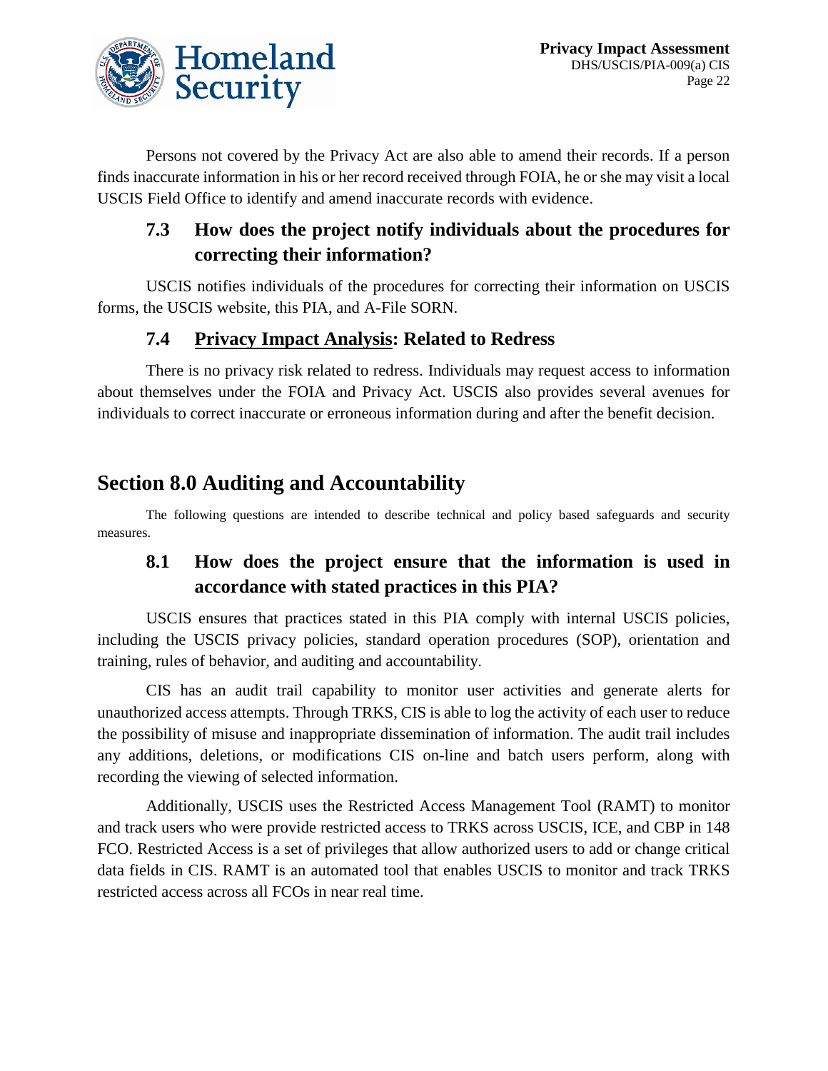Persons not covered by the Privacy Act are also able to amend their records. If a person finds inaccurate information in his or her record received through FOIA, he or she may visit a local USCIS Field Office to identify and amend inaccurate records with evidence.

### 7.3 How does the project notify individuals about the procedures for correcting their information?

USCIS notifies individuals of the procedures for correcting their information on USCIS forms, the USCIS website, this PIA, and A-File SORN.

### 7.4 Privacy Impact Analysis: Related to Redress

There is no privacy risk related to redress. Individuals may request access to information about themselves under the FOIA and Privacy Act. USCIS also provides several avenues for individuals to correct inaccurate or erroneous information during and after the benefit decision.

## Section 8.0 Auditing and Accountability

The following questions are intended to describe technical and policy based safeguards and security measures.

### 8.1 How does the project ensure that the information is used in accordance with stated practices in this PIA?

USCIS ensures that practices stated in this PIA comply with internal USCIS policies, including the USCIS privacy policies, standard operation procedures (SOP), orientation and training, rules of behavior, and auditing and accountability.

CIS has an audit trail capability to monitor user activities and generate alerts for unauthorized access attempts. Through TRKS, CIS is able to log the activity of each user to reduce the possibility of misuse and inappropriate dissemination of information. The audit trail includes any additions, deletions, or modifications CIS on-line and batch users perform, along with recording the viewing of selected information.

Additionally, USCIS uses the Restricted Access Management Tool (RAMT) to monitor and track users who were provide restricted access to TRKS across USCIS, ICE, and CBP in 148 FCO. Restricted Access is a set of privileges that allow authorized users to add or change critical data fields in CIS. RAMT is an automated tool that enables USCIS to monitor and track TRKS restricted access across all FCOs in near real time.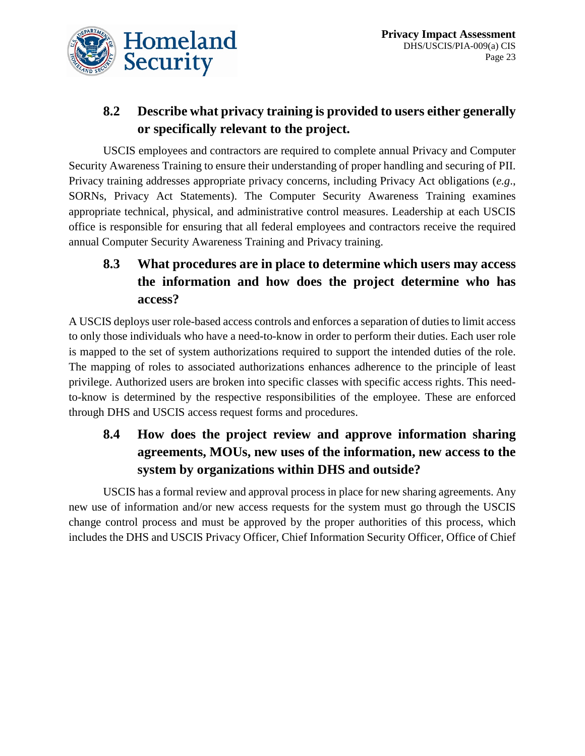## 8.2 Describe what privacy training is provided to users either generally or specifically relevant to the project.

USCIS employees and contractors are required to complete annual Privacy and Computer Security Awareness Training to ensure their understanding of proper handling and securing of PII. Privacy training addresses appropriate privacy concerns, including Privacy Act obligations (*e.g*., SORNs, Privacy Act Statements). The Computer Security Awareness Training examines appropriate technical, physical, and administrative control measures. Leadership at each USCIS office is responsible for ensuring that all federal employees and contractors receive the required annual Computer Security Awareness Training and Privacy training.

## 8.3 What procedures are in place to determine which users may access the information and how does the project determine who has access?

A USCIS deploys user role-based access controls and enforces a separation of duties to limit access to only those individuals who have a need-to-know in order to perform their duties. Each user role is mapped to the set of system authorizations required to support the intended duties of the role. The mapping of roles to associated authorizations enhances adherence to the principle of least privilege. Authorized users are broken into specific classes with specific access rights. This need-to-know is determined by the respective responsibilities of the employee. These are enforced through DHS and USCIS access request forms and procedures.

## 8.4 How does the project review and approve information sharing agreements, MOUs, new uses of the information, new access to the system by organizations within DHS and outside?

USCIS has a formal review and approval process in place for new sharing agreements. Any new use of information and/or new access requests for the system must go through the USCIS change control process and must be approved by the proper authorities of this process, which includes the DHS and USCIS Privacy Officer, Chief Information Security Officer, Office of Chief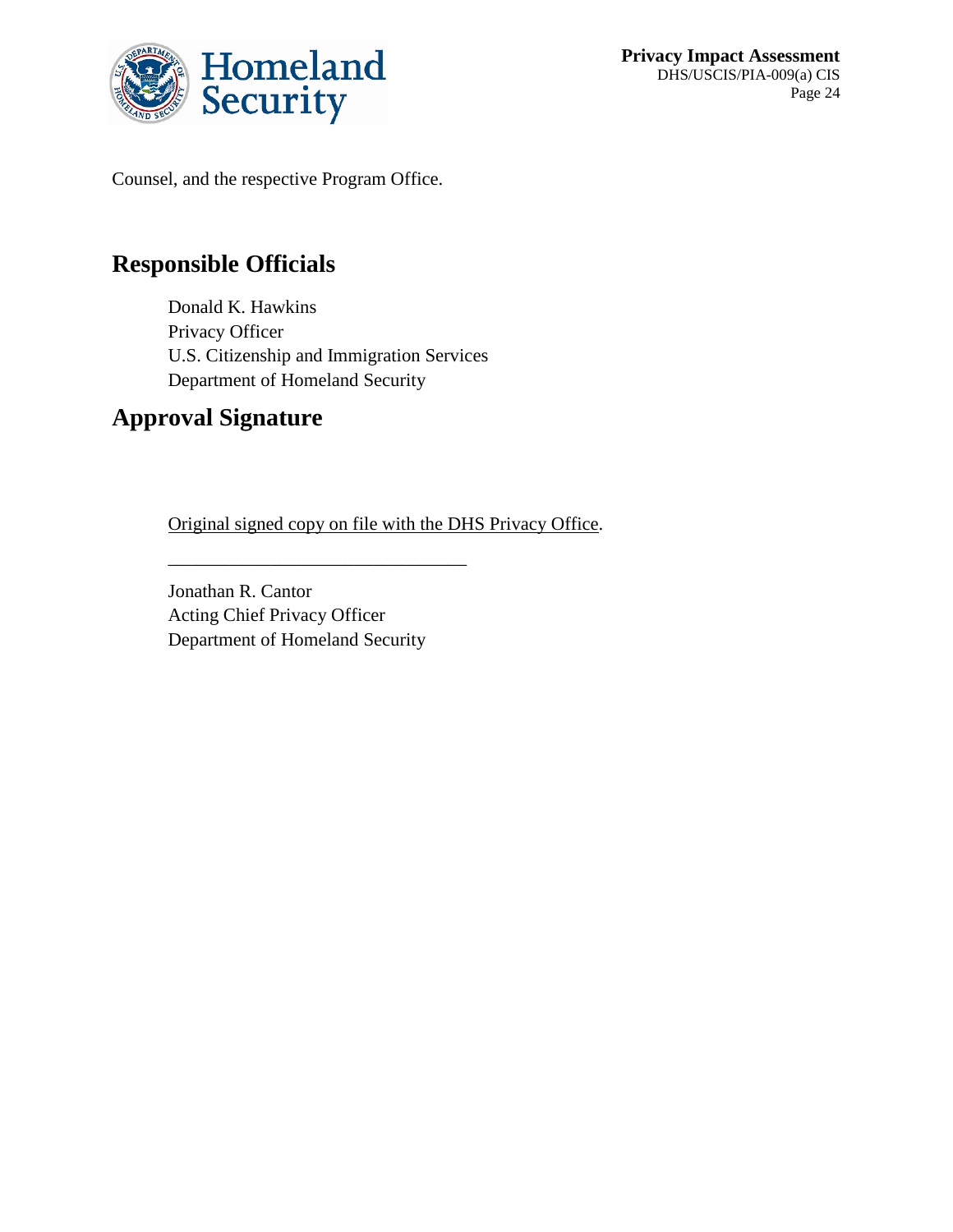Counsel, and the respective Program Office.

## Responsible Officials

Donald K. Hawkins
Privacy Officer
U.S. Citizenship and Immigration Services
Department of Homeland Security

## Approval Signature

Original signed copy on file with the DHS Privacy Office.

________________________________

Jonathan R. Cantor
Acting Chief Privacy Officer
Department of Homeland Security